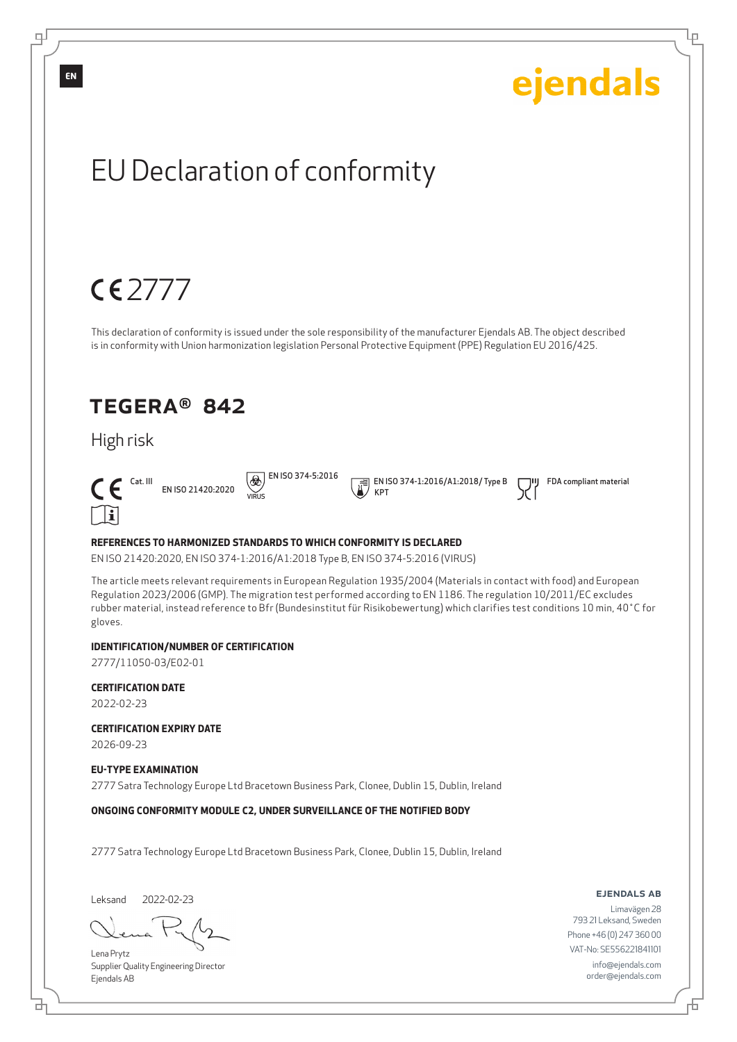EN

ejendals

# EU Declaration of conformity

CE 2777

This declaration of conformity is issued under the sole responsibility of the manufacturer Ejendals AB. The object described is in conformity with Union harmonization legislation Personal Protective Equipment (PPE) Regulation EU 2016/425.

## TEGERA® 842

High risk

CE Cat. III EN ISO 21420:2020 | EN ISO 374-5:2016 VIRUS | EN ISO 374-1:2016/A1:2018/ Type B KPT | FDA compliant material

**REFERENCES TO HARMONIZED STANDARDS TO WHICH CONFORMITY IS DECLARED**

EN ISO 21420:2020, EN ISO 374-1:2016/A1:2018 Type B, EN ISO 374-5:2016 (VIRUS)

The article meets relevant requirements in European Regulation 1935/2004 (Materials in contact with food) and European Regulation 2023/2006 (GMP). The migration test performed according to EN 1186. The regulation 10/2011/EC excludes rubber material, instead reference to Bfr (Bundesinstitut für Risikobewertung) which clarifies test conditions 10 min, 40°C for gloves.

**IDENTIFICATION/NUMBER OF CERTIFICATION**

2777/11050-03/E02-01

**CERTIFICATION DATE**

2022-02-23

**CERTIFICATION EXPIRY DATE**

2026-09-23

**EU-TYPE EXAMINATION**

2777 Satra Technology Europe Ltd Bracetown Business Park, Clonee, Dublin 15, Dublin, Ireland

**ONGOING CONFORMITY MODULE C2, UNDER SURVEILLANCE OF THE NOTIFIED BODY**

2777 Satra Technology Europe Ltd Bracetown Business Park, Clonee, Dublin 15, Dublin, Ireland

Leksand 2022-02-23

Lena Prytz
Supplier Quality Engineering Director
Ejendals AB

**EJENDALS AB**
Limavägen 28
793 21 Leksand, Sweden
Phone +46 (0) 247 360 00
VAT-No: SE556221841101
info@ejendals.com
order@ejendals.com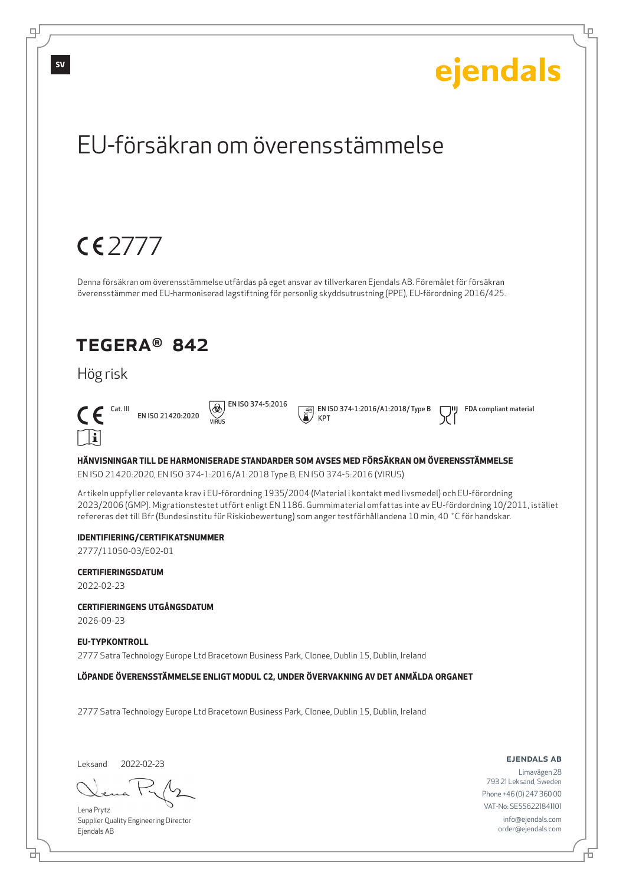# EU-försäkran om överensstämmelse

CE 2777

Denna försäkran om överensstämmelse utfärdas på eget ansvar av tillverkaren Ejendals AB. Föremålet för försäkran överensstämmer med EU-harmoniserad lagstiftning för personlig skyddsutrustning (PPE), EU-förordning 2016/425.

## TEGERA® 842

Hög risk

CE Cat. III | EN ISO 21420:2020 | EN ISO 374-5:2016 VIRUS | EN ISO 374-1:2016/A1:2018/ Type B KPT | FDA compliant material

**HÄNVISNINGAR TILL DE HARMONISERADE STANDARDER SOM AVSES MED FÖRSÄKRAN OM ÖVERENSSTÄMMELSE**

EN ISO 21420:2020, EN ISO 374-1:2016/A1:2018 Type B, EN ISO 374-5:2016 (VIRUS)

Artikeln uppfyller relevanta krav i EU-förordning 1935/2004 (Material i kontakt med livsmedel) och EU-förordning 2023/2006 (GMP). Migrationstestet utfört enligt EN 1186. Gummimaterial omfattas inte av EU-fördordning 10/2011, istället refereras det till Bfr (Bundesinstitu für Riskiobewertung) som anger testförhållandena 10 min, 40 °C för handskar.

**IDENTIFIERING/CERTIFIKATSNUMMER**

2777/11050-03/E02-01

**CERTIFIERINGSDATUM**

2022-02-23

**CERTIFIERINGENS UTGÅNGSDATUM**

2026-09-23

**EU-TYPKONTROLL**

2777 Satra Technology Europe Ltd Bracetown Business Park, Clonee, Dublin 15, Dublin, Ireland

**LÖPANDE ÖVERENSSTÄMMELSE ENLIGT MODUL C2, UNDER ÖVERVAKNING AV DET ANMÄLDA ORGANET**

2777 Satra Technology Europe Ltd Bracetown Business Park, Clonee, Dublin 15, Dublin, Ireland

Leksand 2022-02-23

Lena Prytz
Supplier Quality Engineering Director
Ejendals AB

**EJENDALS AB**
Limavägen 28
793 21 Leksand, Sweden
Phone +46 (0) 247 360 00
VAT-No: SE556221841101
info@ejendals.com
order@ejendals.com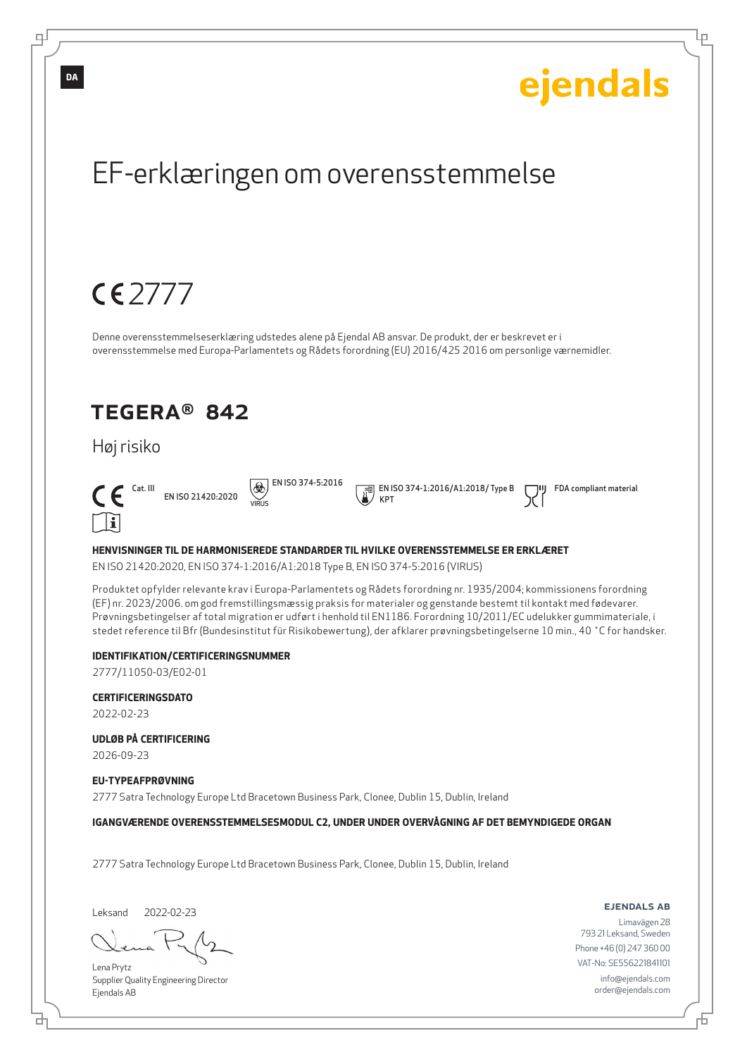DA

ejendals

# EF-erklæringen om overensstemmelse

CE 2777

Denne overensstemmelseserklæring udstedes alene på Ejendal AB ansvar. De produkt, der er beskrevet er i overensstemmelse med Europa-Parlamentets og Rådets forordning (EU) 2016/425 2016 om personlige værnemidler.

## TEGERA® 842

Høj risiko

CE Cat. III EN ISO 21420:2020 | VIRUS EN ISO 374-5:2016 | EN ISO 374-1:2016/A1:2018/ Type B KPT | FDA compliant material

**HENVISNINGER TIL DE HARMONISEREDE STANDARDER TIL HVILKE OVERENSSTEMMELSE ER ERKLÆRET**

EN ISO 21420:2020, EN ISO 374-1:2016/A1:2018 Type B, EN ISO 374-5:2016 (VIRUS)

Produktet opfylder relevante krav i Europa-Parlamentets og Rådets forordning nr. 1935/2004; kommissionens forordning (EF) nr. 2023/2006. om god fremstillingsmæssig praksis for materialer og genstande bestemt til kontakt med fødevarer. Prøvningsbetingelser af total migration er udført i henhold til EN1186. Forordning 10/2011/EC udelukker gummimateriale, i stedet reference til Bfr (Bundesinstitut für Risikobewertung), der afklarer prøvningsbetingelserne 10 min., 40 °C for handsker.

**IDENTIFIKATION/CERTIFICERINGSNUMMER**

2777/11050-03/E02-01

**CERTIFICERINGSDATO**

2022-02-23

**UDLØB PÅ CERTIFICERING**

2026-09-23

**EU-TYPEAFPRØVNING**

2777 Satra Technology Europe Ltd Bracetown Business Park, Clonee, Dublin 15, Dublin, Ireland

**IGANGVÆRENDE OVERENSSTEMMELSESMODUL C2, UNDER UNDER OVERVÅGNING AF DET BEMYNDIGEDE ORGAN**

2777 Satra Technology Europe Ltd Bracetown Business Park, Clonee, Dublin 15, Dublin, Ireland

Leksand 2022-02-23

Lena Prytz
Supplier Quality Engineering Director
Ejendals AB

**EJENDALS AB**
Limavägen 28
793 21 Leksand, Sweden
Phone +46 (0) 247 360 00
VAT-No: SE556221841101
info@ejendals.com
order@ejendals.com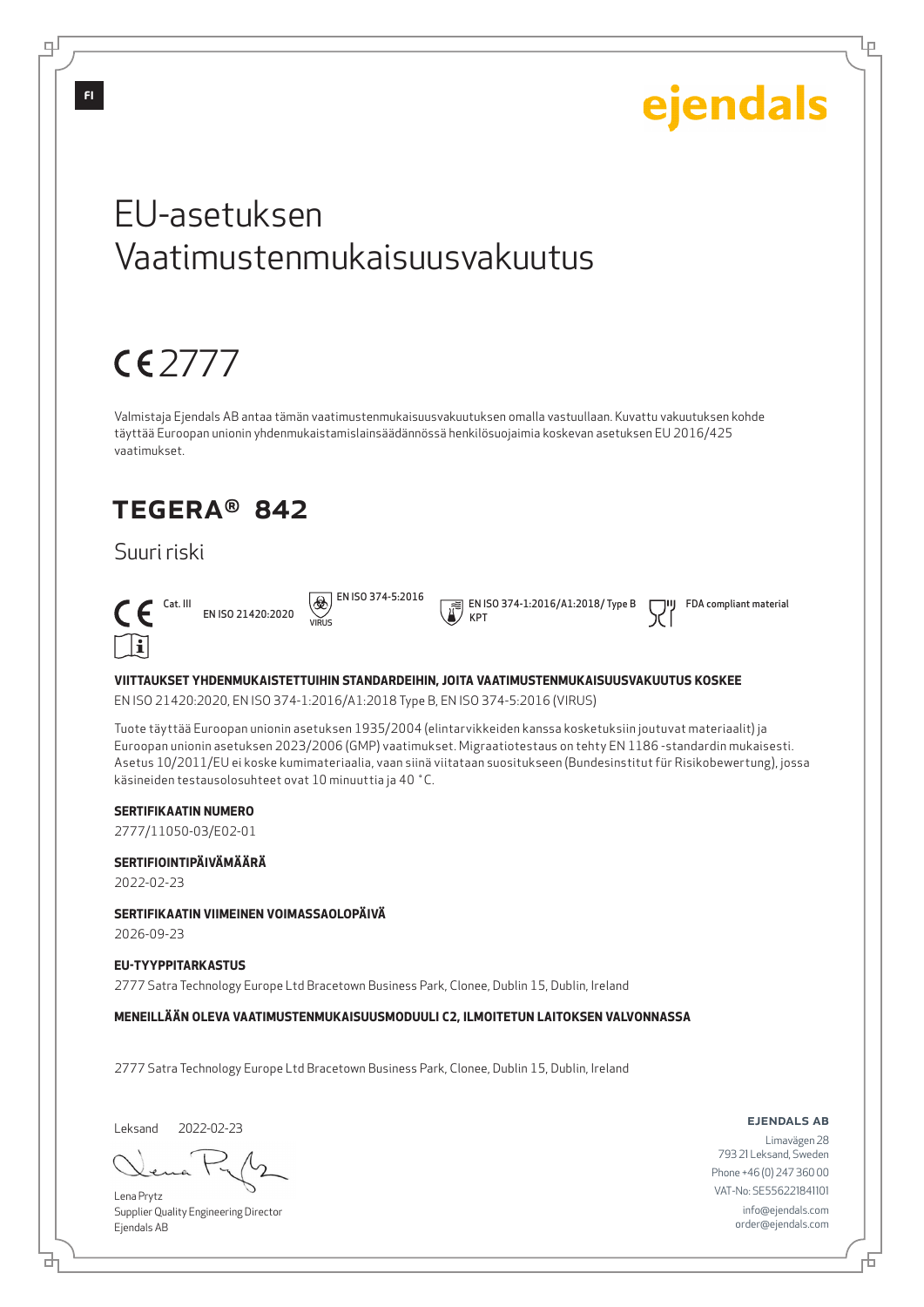FI

ejendals

# EU-asetuksen Vaatimustenmukaisuusvakuutus

CE 2777

Valmistaja Ejendals AB antaa tämän vaatimustenmukaisuusvakuutuksen omalla vastuullaan. Kuvattu vakuutuksen kohde täyttää Euroopan unionin yhdenmukaistamislainsäädännössä henkilösuojaimia koskevan asetuksen EU 2016/425 vaatimukset.

## TEGERA® 842

Suuri riski

CE Cat. III  EN ISO 21420:2020  EN ISO 374-5:2016 VIRUS  EN ISO 374-1:2016/A1:2018/ Type B KPT  FDA compliant material

**VIITTAUKSET YHDENMUKAISTETTUIHIN STANDARDEIHIN, JOITA VAATIMUSTENMUKAISUUSVAKUUTUS KOSKEE**

EN ISO 21420:2020, EN ISO 374-1:2016/A1:2018 Type B, EN ISO 374-5:2016 (VIRUS)

Tuote täyttää Euroopan unionin asetuksen 1935/2004 (elintarvikkeiden kanssa kosketuksiin joutuvat materiaalit) ja Euroopan unionin asetuksen 2023/2006 (GMP) vaatimukset. Migraatiotestaus on tehty EN 1186 -standardin mukaisesti. Asetus 10/2011/EU ei koske kumimateriaalia, vaan siinä viitataan suositukseen (Bundesinstitut für Risikobewertung), jossa käsineiden testausolosuhteet ovat 10 minuuttia ja 40 °C.

**SERTIFIKAATIN NUMERO**

2777/11050-03/E02-01

**SERTIFIOINTIPÄIVÄMÄÄRÄ**

2022-02-23

**SERTIFIKAATIN VIIMEINEN VOIMASSAOLOPÄIVÄ**

2026-09-23

**EU-TYYPPITARKASTUS**

2777 Satra Technology Europe Ltd Bracetown Business Park, Clonee, Dublin 15, Dublin, Ireland

**MENEILLÄÄN OLEVA VAATIMUSTENMUKAISUUSMODUULI C2, ILMOITETUN LAITOKSEN VALVONNASSA**

2777 Satra Technology Europe Ltd Bracetown Business Park, Clonee, Dublin 15, Dublin, Ireland

Leksand 2022-02-23

Lena Prytz
Supplier Quality Engineering Director
Ejendals AB

**EJENDALS AB**
Limavägen 28
793 21 Leksand, Sweden
Phone +46 (0) 247 360 00
VAT-No: SE556221841101
info@ejendals.com
order@ejendals.com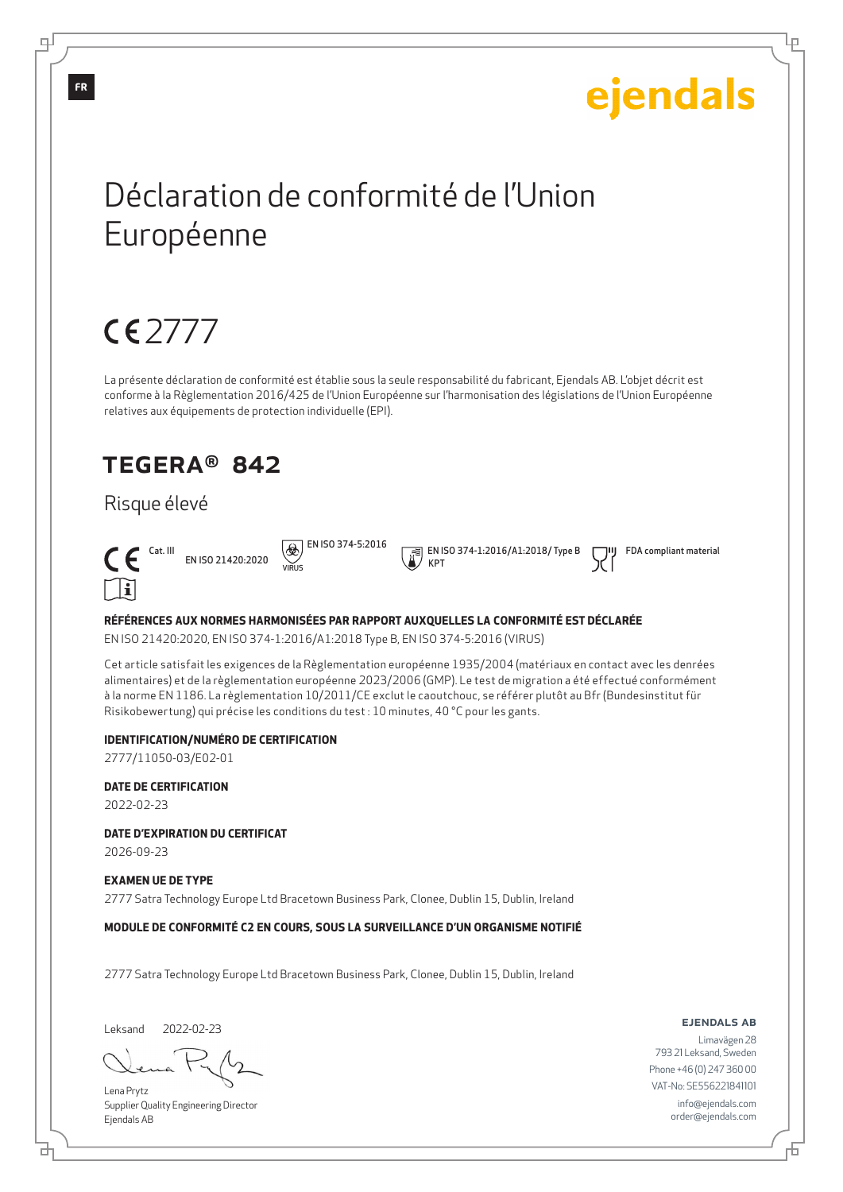FR

ejendals

# Déclaration de conformité de l'Union Européenne

CE 2777

La présente déclaration de conformité est établie sous la seule responsabilité du fabricant, Ejendals AB. L'objet décrit est conforme à la Règlementation 2016/425 de l'Union Européenne sur l'harmonisation des législations de l'Union Européenne relatives aux équipements de protection individuelle (EPI).

## TEGERA® 842

Risque élevé

CE Cat. III EN ISO 21420:2020 EN ISO 374-5:2016 VIRUS EN ISO 374-1:2016/A1:2018/ Type B KPT FDA compliant material

**RÉFÉRENCES AUX NORMES HARMONISÉES PAR RAPPORT AUXQUELLES LA CONFORMITÉ EST DÉCLARÉE**

EN ISO 21420:2020, EN ISO 374-1:2016/A1:2018 Type B, EN ISO 374-5:2016 (VIRUS)

Cet article satisfait les exigences de la Règlementation européenne 1935/2004 (matériaux en contact avec les denrées alimentaires) et de la règlementation européenne 2023/2006 (GMP). Le test de migration a été effectué conformément à la norme EN 1186. La règlementation 10/2011/CE exclut le caoutchouc, se référer plutôt au Bfr (Bundesinstitut für Risikobewertung) qui précise les conditions du test : 10 minutes, 40 °C pour les gants.

**IDENTIFICATION/NUMÉRO DE CERTIFICATION**

2777/11050-03/E02-01

**DATE DE CERTIFICATION**

2022-02-23

**DATE D'EXPIRATION DU CERTIFICAT**

2026-09-23

**EXAMEN UE DE TYPE**

2777 Satra Technology Europe Ltd Bracetown Business Park, Clonee, Dublin 15, Dublin, Ireland

**MODULE DE CONFORMITÉ C2 EN COURS, SOUS LA SURVEILLANCE D'UN ORGANISME NOTIFIÉ**

2777 Satra Technology Europe Ltd Bracetown Business Park, Clonee, Dublin 15, Dublin, Ireland

Leksand 2022-02-23

Lena Prytz
Supplier Quality Engineering Director
Ejendals AB

**EJENDALS AB**
Limavägen 28
793 21 Leksand, Sweden
Phone +46 (0) 247 360 00
VAT-No: SE556221841101
info@ejendals.com
order@ejendals.com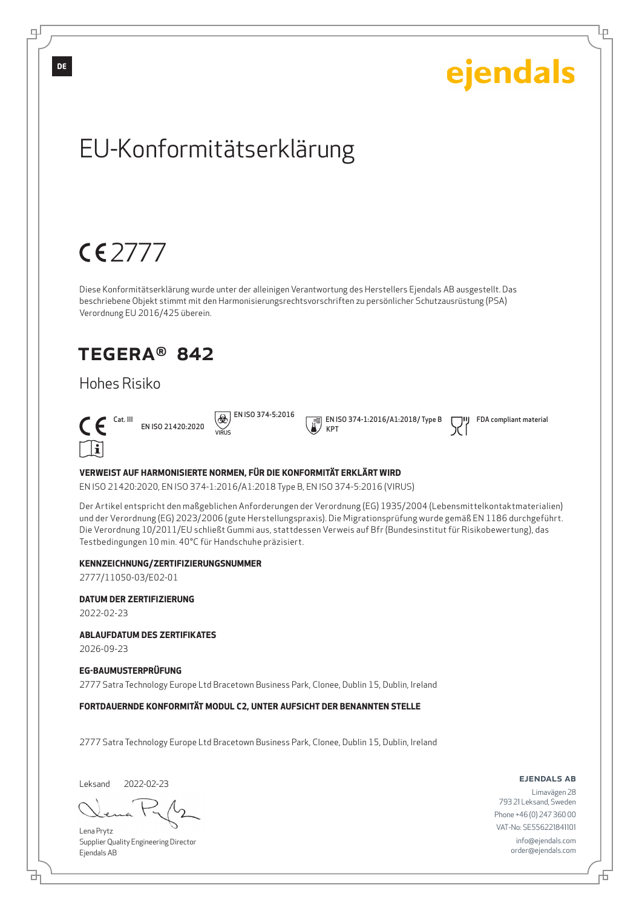DE

ejendals

# EU-Konformitätserklärung

CE 2777

Diese Konformitätserklärung wurde unter der alleinigen Verantwortung des Herstellers Ejendals AB ausgestellt. Das beschriebene Objekt stimmt mit den Harmonisierungsrechtsvorschriften zu persönlicher Schutzausrüstung (PSA) Verordnung EU 2016/425 überein.

## TEGERA® 842

### Hohes Risiko

CE Cat. III EN ISO 21420:2020 EN ISO 374-5:2016 VIRUS EN ISO 374-1:2016/A1:2018/ Type B KPT FDA compliant material

**VERWEIST AUF HARMONISIERTE NORMEN, FÜR DIE KONFORMITÄT ERKLÄRT WIRD**

EN ISO 21420:2020, EN ISO 374-1:2016/A1:2018 Type B, EN ISO 374-5:2016 (VIRUS)

Der Artikel entspricht den maßgeblichen Anforderungen der Verordnung (EG) 1935/2004 (Lebensmittelkontaktmaterialien) und der Verordnung (EG) 2023/2006 (gute Herstellungspraxis). Die Migrationsprüfung wurde gemäß EN 1186 durchgeführt. Die Verordnung 10/2011/EU schließt Gummi aus, stattdessen Verweis auf Bfr (Bundesinstitut für Risikobewertung), das Testbedingungen 10 min. 40°C für Handschuhe präzisiert.

**KENNZEICHNUNG/ZERTIFIZIERUNGSNUMMER**

2777/11050-03/E02-01

**DATUM DER ZERTIFIZIERUNG**

2022-02-23

**ABLAUFDATUM DES ZERTIFIKATES**

2026-09-23

**EG-BAUMUSTERPRÜFUNG**

2777 Satra Technology Europe Ltd Bracetown Business Park, Clonee, Dublin 15, Dublin, Ireland

**FORTDAUERNDE KONFORMITÄT MODUL C2, UNTER AUFSICHT DER BENANNTEN STELLE**

2777 Satra Technology Europe Ltd Bracetown Business Park, Clonee, Dublin 15, Dublin, Ireland

Leksand 2022-02-23

Lena Prytz
Supplier Quality Engineering Director
Ejendals AB

**EJENDALS AB**
Limavägen 28
793 21 Leksand, Sweden
Phone +46 (0) 247 360 00
VAT-No: SE556221841101
info@ejendals.com
order@ejendals.com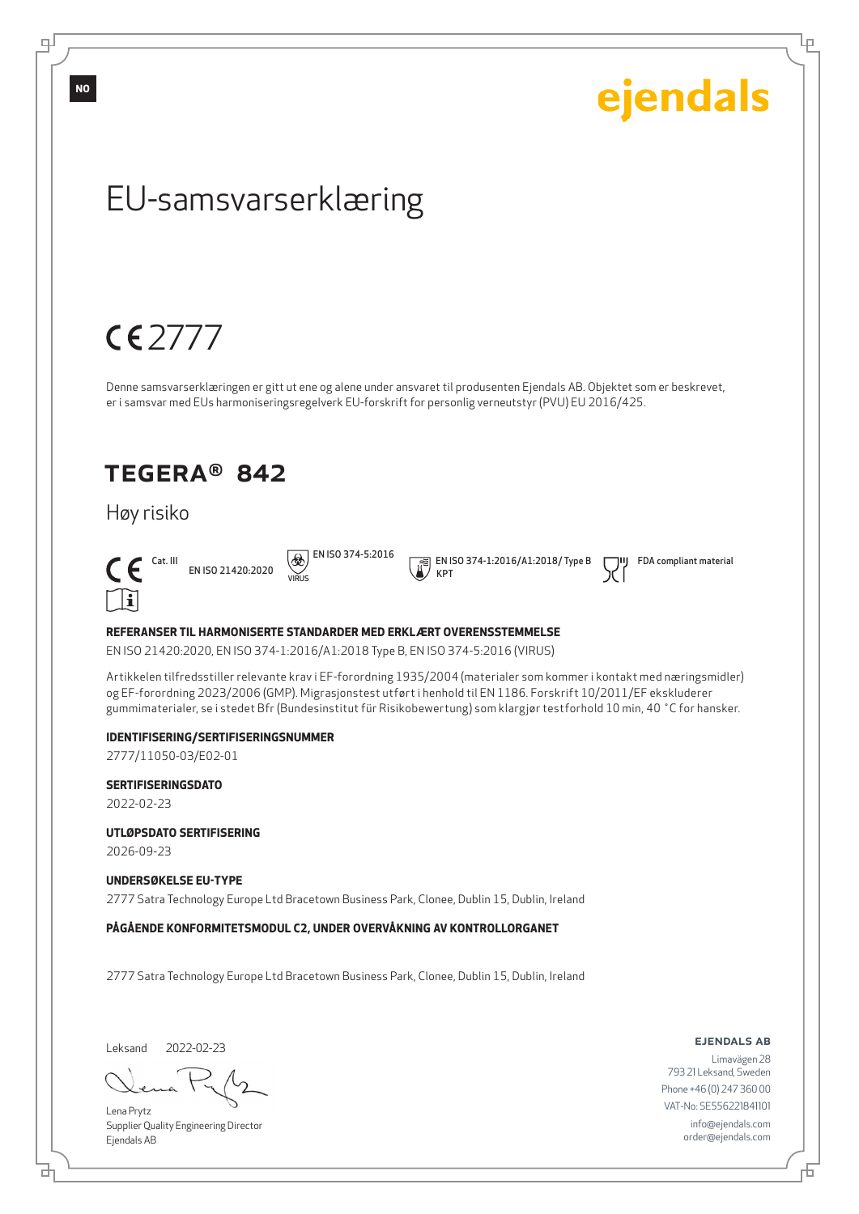NO

ejendals

# EU-samsvarserklæring

CE 2777

Denne samsvarserklæringen er gitt ut ene og alene under ansvaret til produsenten Ejendals AB. Objektet som er beskrevet, er i samsvar med EUs harmoniseringsregelverk EU-forskrift for personlig verneutstyr (PVU) EU 2016/425.

## TEGERA® 842

### Høy risiko

CE Cat. III EN ISO 21420:2020 EN ISO 374-5:2016 VIRUS EN ISO 374-1:2016/A1:2018/ Type B KPT FDA compliant material

**REFERANSER TIL HARMONISERTE STANDARDER MED ERKLÆRT OVERENSSTEMMELSE**

EN ISO 21420:2020, EN ISO 374-1:2016/A1:2018 Type B, EN ISO 374-5:2016 (VIRUS)

Artikkelen tilfredsstiller relevante krav i EF-forordning 1935/2004 (materialer som kommer i kontakt med næringsmidler) og EF-forordning 2023/2006 (GMP). Migrasjonstest utført i henhold til EN 1186. Forskrift 10/2011/EF ekskluderer gummimaterialer, se i stedet Bfr (Bundesinstitut für Risikobewertung) som klargjør testforhold 10 min, 40 °C for hansker.

**IDENTIFISERING/SERTIFISERINGSNUMMER**

2777/11050-03/E02-01

**SERTIFISERINGSDATO**

2022-02-23

**UTLØPSDATO SERTIFISERING**

2026-09-23

**UNDERSØKELSE EU-TYPE**

2777 Satra Technology Europe Ltd Bracetown Business Park, Clonee, Dublin 15, Dublin, Ireland

**PÅGÅENDE KONFORMITETSMODUL C2, UNDER OVERVÅKNING AV KONTROLLORGANET**

2777 Satra Technology Europe Ltd Bracetown Business Park, Clonee, Dublin 15, Dublin, Ireland

Leksand 2022-02-23

Lena Prytz
Supplier Quality Engineering Director
Ejendals AB

**EJENDALS AB**
Limavägen 28
793 21 Leksand, Sweden
Phone +46 (0) 247 360 00
VAT-No: SE556221841101
info@ejendals.com
order@ejendals.com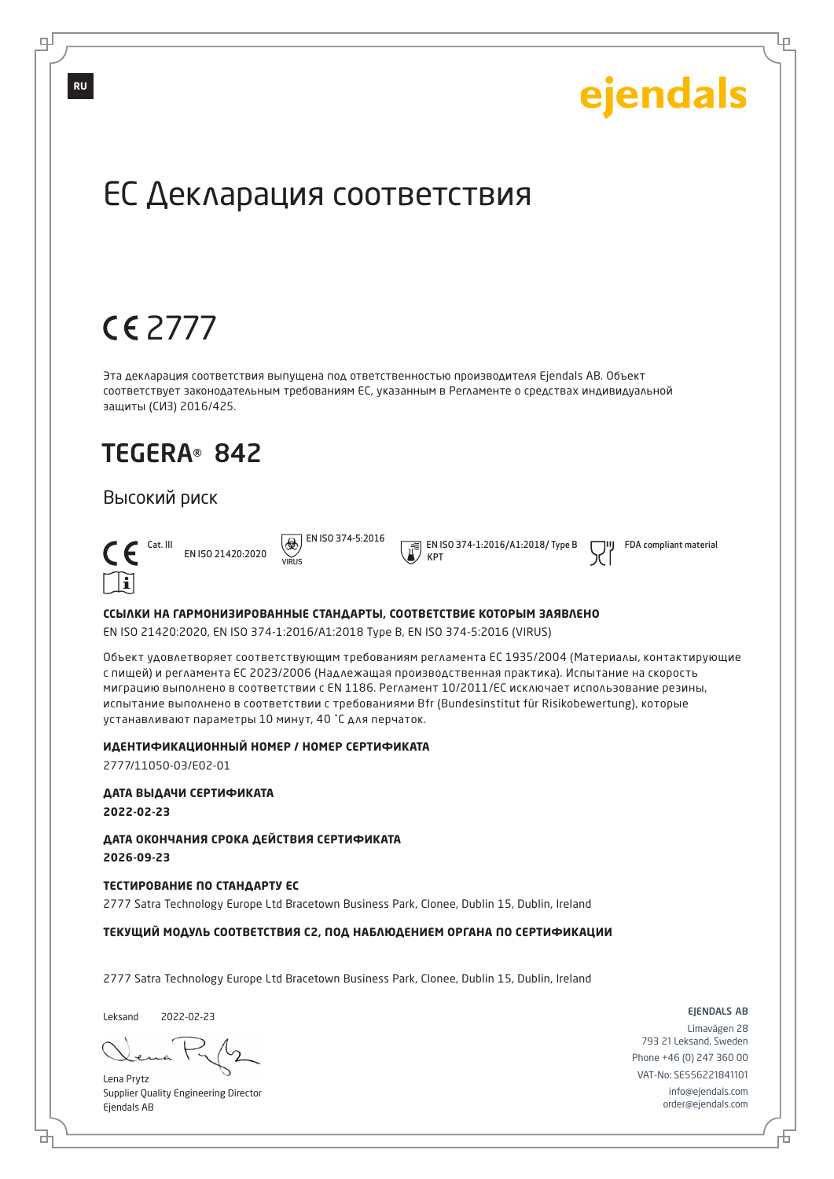RU

ejendals

# ЕС Декларация соответствия

## CE 2777

Эта декларация соответствия выпущена под ответственностью производителя Ejendals AB. Объект соответствует законодательным требованиям ЕС, указанным в Регламенте о средствах индивидуальной защиты (СИЗ) 2016/425.

## TEGERA® 842

### Высокий риск

CE Cat. III EN ISO 21420:2020 EN ISO 374-5:2016 VIRUS EN ISO 374-1:2016/A1:2018/ Type B KPT FDA compliant material

**ССЫЛКИ НА ГАРМОНИЗИРОВАННЫЕ СТАНДАРТЫ, СООТВЕТСТВИЕ КОТОРЫМ ЗАЯВЛЕНО**

EN ISO 21420:2020, EN ISO 374-1:2016/A1:2018 Type B, EN ISO 374-5:2016 (VIRUS)

Объект удовлетворяет соответствующим требованиям регламента ЕС 1935/2004 (Материалы, контактирующие с пищей) и регламента ЕС 2023/2006 (Надлежащая производственная практика). Испытание на скорость миграцию выполнено в соответствии с EN 1186. Регламент 10/2011/ЕС исключает использование резины, испытание выполнено в соответствии с требованиями Bfr (Bundesinstitut für Risikobewertung), которые устанавливают параметры 10 минут, 40 °C для перчаток.

**ИДЕНТИФИКАЦИОННЫЙ НОМЕР / НОМЕР СЕРТИФИКАТА**

2777/11050-03/E02-01

**ДАТА ВЫДАЧИ СЕРТИФИКАТА**

**2022-02-23**

**ДАТА ОКОНЧАНИЯ СРОКА ДЕЙСТВИЯ СЕРТИФИКАТА**

**2026-09-23**

**ТЕСТИРОВАНИЕ ПО СТАНДАРТУ ЕС**

2777 Satra Technology Europe Ltd Bracetown Business Park, Clonee, Dublin 15, Dublin, Ireland

**ТЕКУЩИЙ МОДУЛЬ СООТВЕТСТВИЯ C2, ПОД НАБЛЮДЕНИЕМ ОРГАНА ПО СЕРТИФИКАЦИИ**

2777 Satra Technology Europe Ltd Bracetown Business Park, Clonee, Dublin 15, Dublin, Ireland

Leksand 2022-02-23

Lena Prytz
Supplier Quality Engineering Director
Ejendals AB

EJENDALS AB
Limavägen 28
793 21 Leksand, Sweden
Phone +46 (0) 247 360 00
VAT-No: SE556221841101
info@ejendals.com
order@ejendals.com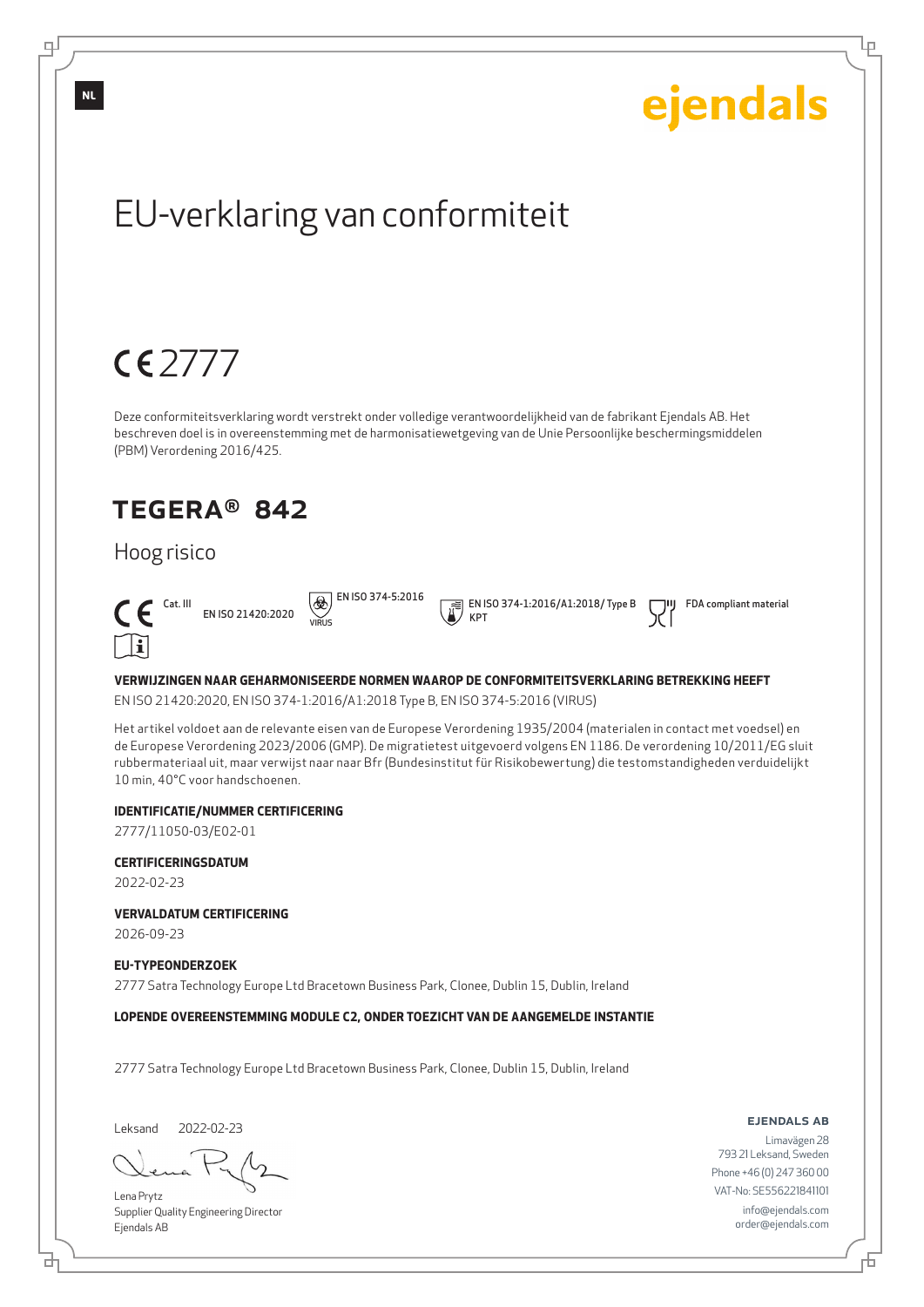NL

ejendals

# EU-verklaring van conformiteit

CE 2777

Deze conformiteitsverklaring wordt verstrekt onder volledige verantwoordelijkheid van de fabrikant Ejendals AB. Het beschreven doel is in overeenstemming met de harmonisatiewetgeving van de Unie Persoonlijke beschermingsmiddelen (PBM) Verordening 2016/425.

## TEGERA® 842

### Hoog risico

CE Cat. III EN ISO 21420:2020 EN ISO 374-5:2016 VIRUS EN ISO 374-1:2016/A1:2018/ Type B KPT FDA compliant material

**VERWIJZINGEN NAAR GEHARMONISEERDE NORMEN WAAROP DE CONFORMITEITSVERKLARING BETREKKING HEEFT**

EN ISO 21420:2020, EN ISO 374-1:2016/A1:2018 Type B, EN ISO 374-5:2016 (VIRUS)

Het artikel voldoet aan de relevante eisen van de Europese Verordening 1935/2004 (materialen in contact met voedsel) en de Europese Verordening 2023/2006 (GMP). De migratietest uitgevoerd volgens EN 1186. De verordening 10/2011/EG sluit rubbermateriaal uit, maar verwijst naar naar Bfr (Bundesinstitut für Risikobewertung) die testomstandigheden verduidelijkt 10 min, 40°C voor handschoenen.

**IDENTIFICATIE/NUMMER CERTIFICERING**

2777/11050-03/E02-01

**CERTIFICERINGSDATUM**

2022-02-23

**VERVALDATUM CERTIFICERING**

2026-09-23

**EU-TYPEONDERZOEK**

2777 Satra Technology Europe Ltd Bracetown Business Park, Clonee, Dublin 15, Dublin, Ireland

**LOPENDE OVEREENSTEMMING MODULE C2, ONDER TOEZICHT VAN DE AANGEMELDE INSTANTIE**

2777 Satra Technology Europe Ltd Bracetown Business Park, Clonee, Dublin 15, Dublin, Ireland

Leksand 2022-02-23

Lena Prytz
Supplier Quality Engineering Director
Ejendals AB

**EJENDALS AB**
Limavägen 28
793 21 Leksand, Sweden
Phone +46 (0) 247 360 00
VAT-No: SE556221841101
info@ejendals.com
order@ejendals.com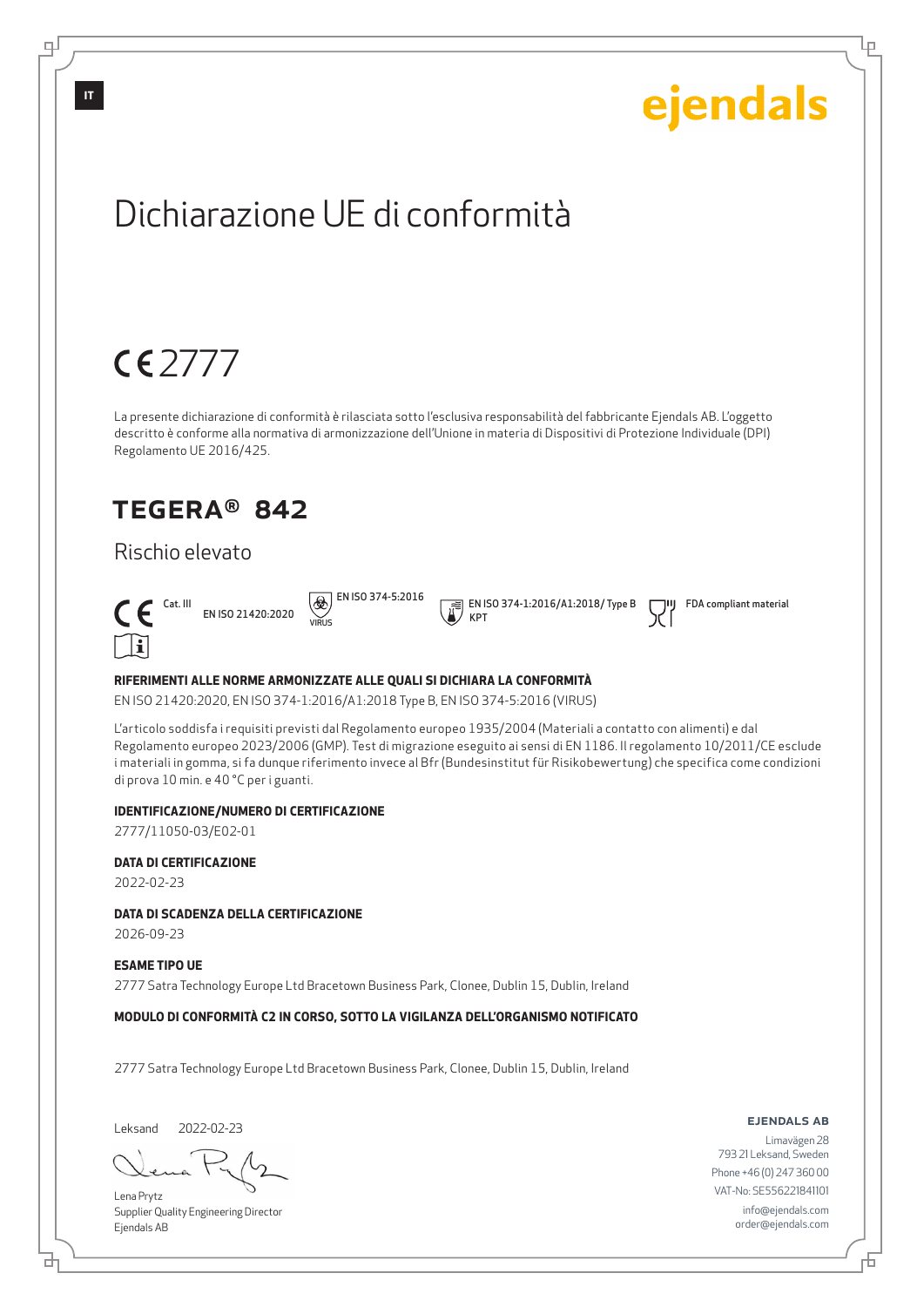ejendals

# Dichiarazione UE di conformità

CE 2777

La presente dichiarazione di conformità è rilasciata sotto l'esclusiva responsabilità del fabbricante Ejendals AB. L'oggetto descritto è conforme alla normativa di armonizzazione dell'Unione in materia di Dispositivi di Protezione Individuale (DPI) Regolamento UE 2016/425.

## TEGERA® 842

### Rischio elevato

CE Cat. III | EN ISO 21420:2020 | EN ISO 374-5:2016 VIRUS | EN ISO 374-1:2016/A1:2018/ Type B KPT | FDA compliant material

**RIFERIMENTI ALLE NORME ARMONIZZATE ALLE QUALI SI DICHIARA LA CONFORMITÀ**

EN ISO 21420:2020, EN ISO 374-1:2016/A1:2018 Type B, EN ISO 374-5:2016 (VIRUS)

L'articolo soddisfa i requisiti previsti dal Regolamento europeo 1935/2004 (Materiali a contatto con alimenti) e dal Regolamento europeo 2023/2006 (GMP). Test di migrazione eseguito ai sensi di EN 1186. Il regolamento 10/2011/CE esclude i materiali in gomma, si fa dunque riferimento invece al Bfr (Bundesinstitut für Risikobewertung) che specifica come condizioni di prova 10 min. e 40 °C per i guanti.

**IDENTIFICAZIONE/NUMERO DI CERTIFICAZIONE**

2777/11050-03/E02-01

**DATA DI CERTIFICAZIONE**

2022-02-23

**DATA DI SCADENZA DELLA CERTIFICAZIONE**

2026-09-23

**ESAME TIPO UE**

2777 Satra Technology Europe Ltd Bracetown Business Park, Clonee, Dublin 15, Dublin, Ireland

**MODULO DI CONFORMITÀ C2 IN CORSO, SOTTO LA VIGILANZA DELL'ORGANISMO NOTIFICATO**

2777 Satra Technology Europe Ltd Bracetown Business Park, Clonee, Dublin 15, Dublin, Ireland

Leksand 2022-02-23

Lena Prytz
Supplier Quality Engineering Director
Ejendals AB

**EJENDALS AB**
Limavägen 28
793 21 Leksand, Sweden
Phone +46 (0) 247 360 00
VAT-No: SE556221841101
info@ejendals.com
order@ejendals.com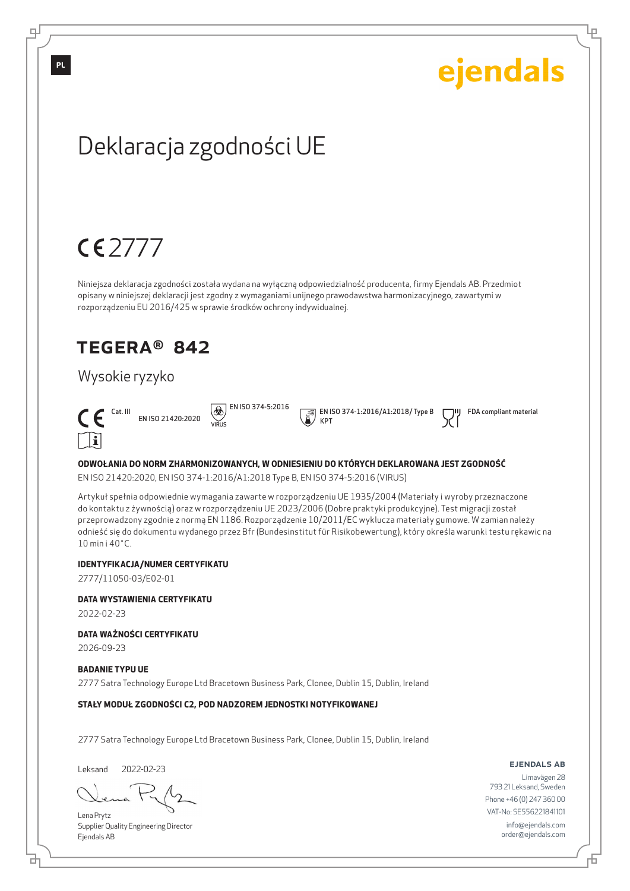PL

ejendals

# Deklaracja zgodności UE

CE 2777

Niniejsza deklaracja zgodności została wydana na wyłączną odpowiedzialność producenta, firmy Ejendals AB. Przedmiot opisany w niniejszej deklaracji jest zgodny z wymaganiami unijnego prawodawstwa harmonizacyjnego, zawartymi w rozporządzeniu EU 2016/425 w sprawie środków ochrony indywidualnej.

## TEGERA® 842

### Wysokie ryzyko

CE Cat. III EN ISO 21420:2020 | VIRUS EN ISO 374-5:2016 | EN ISO 374-1:2016/A1:2018/ Type B KPT | FDA compliant material

**ODWOŁANIA DO NORM ZHARMONIZOWANYCH, W ODNIESIENIU DO KTÓRYCH DEKLAROWANA JEST ZGODNOŚĆ**

EN ISO 21420:2020, EN ISO 374-1:2016/A1:2018 Type B, EN ISO 374-5:2016 (VIRUS)

Artykuł spełnia odpowiednie wymagania zawarte w rozporządzeniu UE 1935/2004 (Materiały i wyroby przeznaczone do kontaktu z żywnością) oraz w rozporządzeniu UE 2023/2006 (Dobre praktyki produkcyjne). Test migracji został przeprowadzony zgodnie z normą EN 1186. Rozporządzenie 10/2011/EC wyklucza materiały gumowe. W zamian należy odnieść się do dokumentu wydanego przez Bfr (Bundesinstitut für Risikobewertung), który określa warunki testu rękawic na 10 min i 40°C.

**IDENTYFIKACJA/NUMER CERTYFIKATU**

2777/11050-03/E02-01

**DATA WYSTAWIENIA CERTYFIKATU**

2022-02-23

**DATA WAŻNOŚCI CERTYFIKATU**

2026-09-23

**BADANIE TYPU UE**

2777 Satra Technology Europe Ltd Bracetown Business Park, Clonee, Dublin 15, Dublin, Ireland

**STAŁY MODUŁ ZGODNOŚCI C2, POD NADZOREM JEDNOSTKI NOTYFIKOWANEJ**

2777 Satra Technology Europe Ltd Bracetown Business Park, Clonee, Dublin 15, Dublin, Ireland

Leksand 2022-02-23

Lena Prytz
Supplier Quality Engineering Director
Ejendals AB

**EJENDALS AB**
Limavägen 28
793 21 Leksand, Sweden
Phone +46 (0) 247 360 00
VAT-No: SE556221841101
info@ejendals.com
order@ejendals.com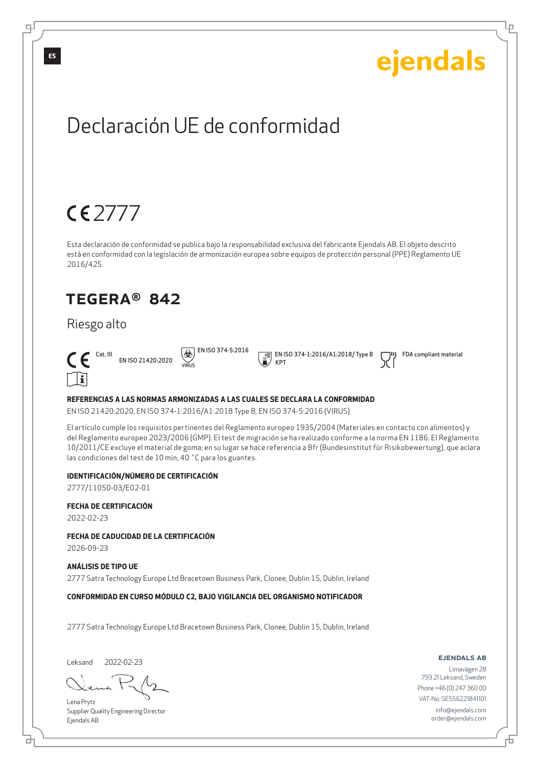ES

ejendals

# Declaración UE de conformidad

CE 2777

Esta declaración de conformidad se publica bajo la responsabilidad exclusiva del fabricante Ejendals AB. El objeto descrito está en conformidad con la legislación de armonización europea sobre equipos de protección personal (PPE) Reglamento UE 2016/425.

## TEGERA® 842

Riesgo alto

CE Cat. III EN ISO 21420:2020 EN ISO 374-5:2016 VIRUS EN ISO 374-1:2016/A1:2018/ Type B KPT FDA compliant material

**REFERENCIAS A LAS NORMAS ARMONIZADAS A LAS CUALES SE DECLARA LA CONFORMIDAD**

EN ISO 21420:2020, EN ISO 374-1:2016/A1:2018 Type B, EN ISO 374-5:2016 (VIRUS)

El artículo cumple los requisitos pertinentes del Reglamento europeo 1935/2004 (Materiales en contacto con alimentos) y del Reglamento europeo 2023/2006 (GMP). El test de migración se ha realizado conforme a la norma EN 1186. El Reglamento 10/2011/CE excluye el material de goma; en su lugar se hace referencia a Bfr (Bundesinstitut für Risikobewertung), que aclara las condiciones del test de 10 min, 40 °C para los guantes.

**IDENTIFICACIÓN/NÚMERO DE CERTIFICACIÓN**

2777/11050-03/E02-01

**FECHA DE CERTIFICACIÓN**

2022-02-23

**FECHA DE CADUCIDAD DE LA CERTIFICACIÓN**

2026-09-23

**ANÁLISIS DE TIPO UE**

2777 Satra Technology Europe Ltd Bracetown Business Park, Clonee, Dublin 15, Dublin, Ireland

**CONFORMIDAD EN CURSO MÓDULO C2, BAJO VIGILANCIA DEL ORGANISMO NOTIFICADOR**

2777 Satra Technology Europe Ltd Bracetown Business Park, Clonee, Dublin 15, Dublin, Ireland

Leksand 2022-02-23

Lena Prytz
Supplier Quality Engineering Director
Ejendals AB

**EJENDALS AB**
Limavägen 28
793 21 Leksand, Sweden
Phone +46 (0) 247 360 00
VAT-No: SE556221841101
info@ejendals.com
order@ejendals.com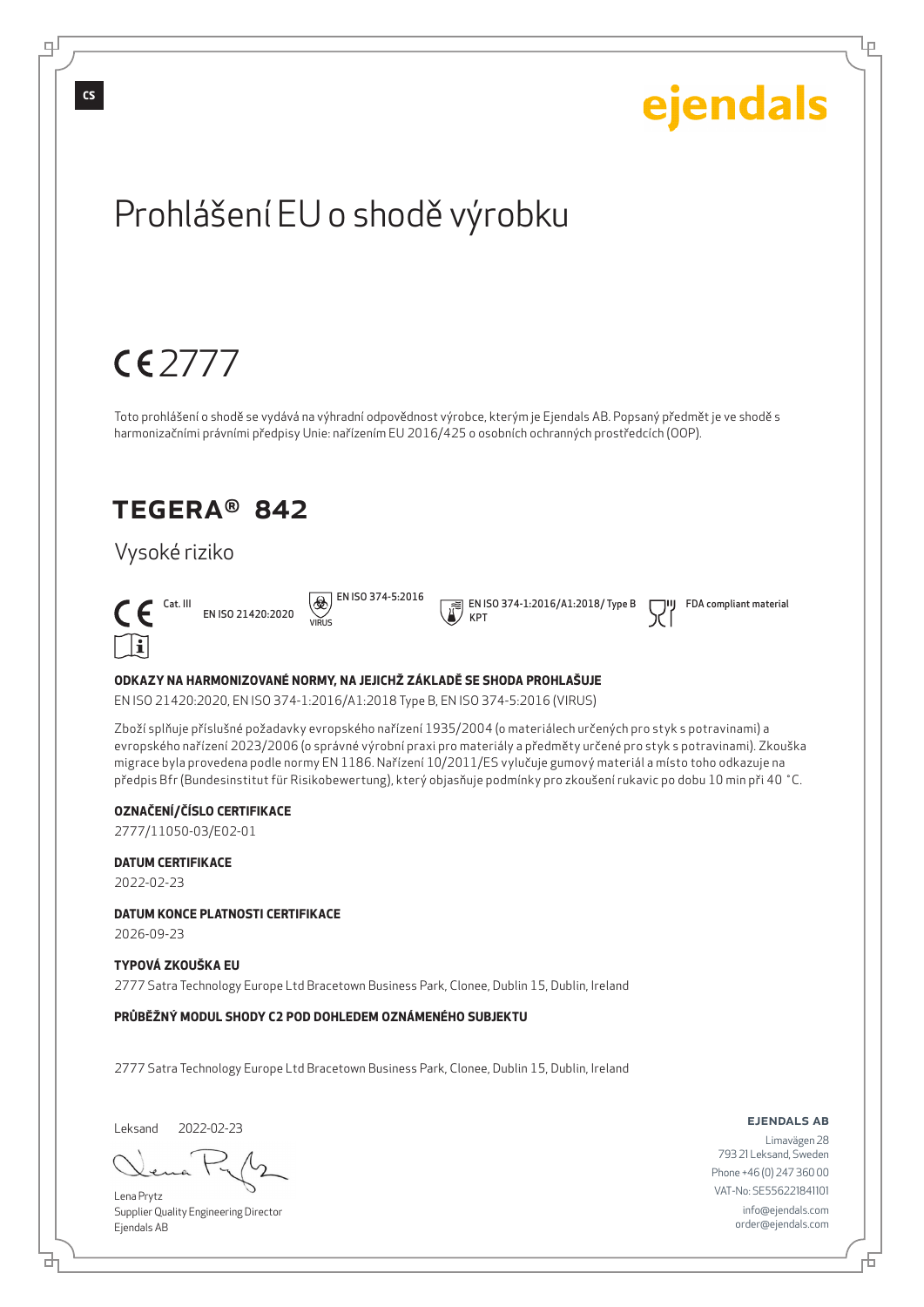CS

ejendals

# Prohlášení EU o shodě výrobku

CE 2777

Toto prohlášení o shodě se vydává na výhradní odpovědnost výrobce, kterým je Ejendals AB. Popsaný předmět je ve shodě s harmonizačními právními předpisy Unie: nařízením EU 2016/425 o osobních ochranných prostředcích (OOP).

## TEGERA® 842

Vysoké riziko

CE Cat. III EN ISO 21420:2020 EN ISO 374-5:2016 VIRUS EN ISO 374-1:2016/A1:2018/ Type B KPT FDA compliant material

**ODKAZY NA HARMONIZOVANÉ NORMY, NA JEJICHŽ ZÁKLADĚ SE SHODA PROHLAŠUJE**

EN ISO 21420:2020, EN ISO 374-1:2016/A1:2018 Type B, EN ISO 374-5:2016 (VIRUS)

Zboží splňuje příslušné požadavky evropského nařízení 1935/2004 (o materiálech určených pro styk s potravinami) a evropského nařízení 2023/2006 (o správné výrobní praxi pro materiály a předměty určené pro styk s potravinami). Zkouška migrace byla provedena podle normy EN 1186. Nařízení 10/2011/ES vylučuje gumový materiál a místo toho odkazuje na předpis Bfr (Bundesinstitut für Risikobewertung), který objasňuje podmínky pro zkoušení rukavic po dobu 10 min při 40 °C.

**OZNAČENÍ/ČÍSLO CERTIFIKACE**

2777/11050-03/E02-01

**DATUM CERTIFIKACE**

2022-02-23

**DATUM KONCE PLATNOSTI CERTIFIKACE**

2026-09-23

**TYPOVÁ ZKOUŠKA EU**

2777 Satra Technology Europe Ltd Bracetown Business Park, Clonee, Dublin 15, Dublin, Ireland

**PRŮBĚŽNÝ MODUL SHODY C2 POD DOHLEDEM OZNÁMENÉHO SUBJEKTU**

2777 Satra Technology Europe Ltd Bracetown Business Park, Clonee, Dublin 15, Dublin, Ireland

Leksand 2022-02-23

Lena Prytz
Supplier Quality Engineering Director
Ejendals AB

**EJENDALS AB**
Limavägen 28
793 21 Leksand, Sweden
Phone +46 (0) 247 360 00
VAT-No: SE556221841101
info@ejendals.com
order@ejendals.com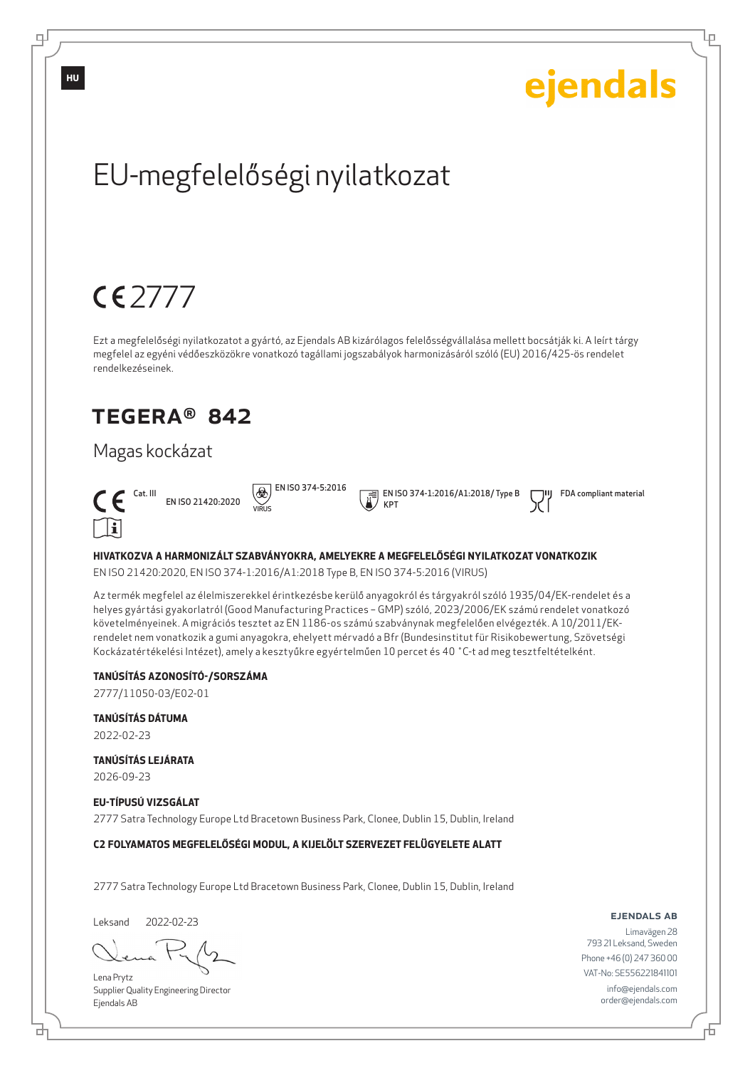HU

ejendals

# EU-megfelelőségi nyilatkozat

CE 2777

Ezt a megfelelőségi nyilatkozatot a gyártó, az Ejendals AB kizárólagos felelősségvállalása mellett bocsátják ki. A leírt tárgy megfelel az egyéni védőeszközökre vonatkozó tagállami jogszabályok harmonizásáról szóló (EU) 2016/425-ös rendelet rendelkezéseinek.

## TEGERA® 842

Magas kockázat

CE Cat. III EN ISO 21420:2020 | EN ISO 374-5:2016 VIRUS | EN ISO 374-1:2016/A1:2018/ Type B KPT | FDA compliant material

**HIVATKOZVA A HARMONIZÁLT SZABVÁNYOKRA, AMELYEKRE A MEGFELELŐSÉGI NYILATKOZAT VONATKOZIK**

EN ISO 21420:2020, EN ISO 374-1:2016/A1:2018 Type B, EN ISO 374-5:2016 (VIRUS)

Az termék megfelel az élelmiszerekkel érintkezésbe kerülő anyagokról és tárgyakról szóló 1935/04/EK-rendelet és a helyes gyártási gyakorlatról (Good Manufacturing Practices – GMP) szóló, 2023/2006/EK számú rendelet vonatkozó követelményeinek. A migrációs tesztet az EN 1186-os számú szabványnak megfelelően elvégezték. A 10/2011/EK-rendelet nem vonatkozik a gumi anyagokra, ehelyett mérvadó a Bfr (Bundesinstitut für Risikobewertung, Szövetségi Kockázatértékelési Intézet), amely a kesztyűkre egyértelműen 10 percet és 40 °C-t ad meg tesztfeltételként.

**TANÚSÍTÁS AZONOSÍTÓ-/SORSZÁMA**

2777/11050-03/E02-01

**TANÚSÍTÁS DÁTUMA**

2022-02-23

**TANÚSÍTÁS LEJÁRATA**

2026-09-23

**EU-TÍPUSÚ VIZSGÁLAT**

2777 Satra Technology Europe Ltd Bracetown Business Park, Clonee, Dublin 15, Dublin, Ireland

**C2 FOLYAMATOS MEGFELELŐSÉGI MODUL, A KIJELÖLT SZERVEZET FELÜGYELETE ALATT**

2777 Satra Technology Europe Ltd Bracetown Business Park, Clonee, Dublin 15, Dublin, Ireland

Leksand 2022-02-23

Lena Prytz
Supplier Quality Engineering Director
Ejendals AB

**EJENDALS AB**
Limavägen 28
793 21 Leksand, Sweden
Phone +46 (0) 247 360 00
VAT-No: SE556221841101
info@ejendals.com
order@ejendals.com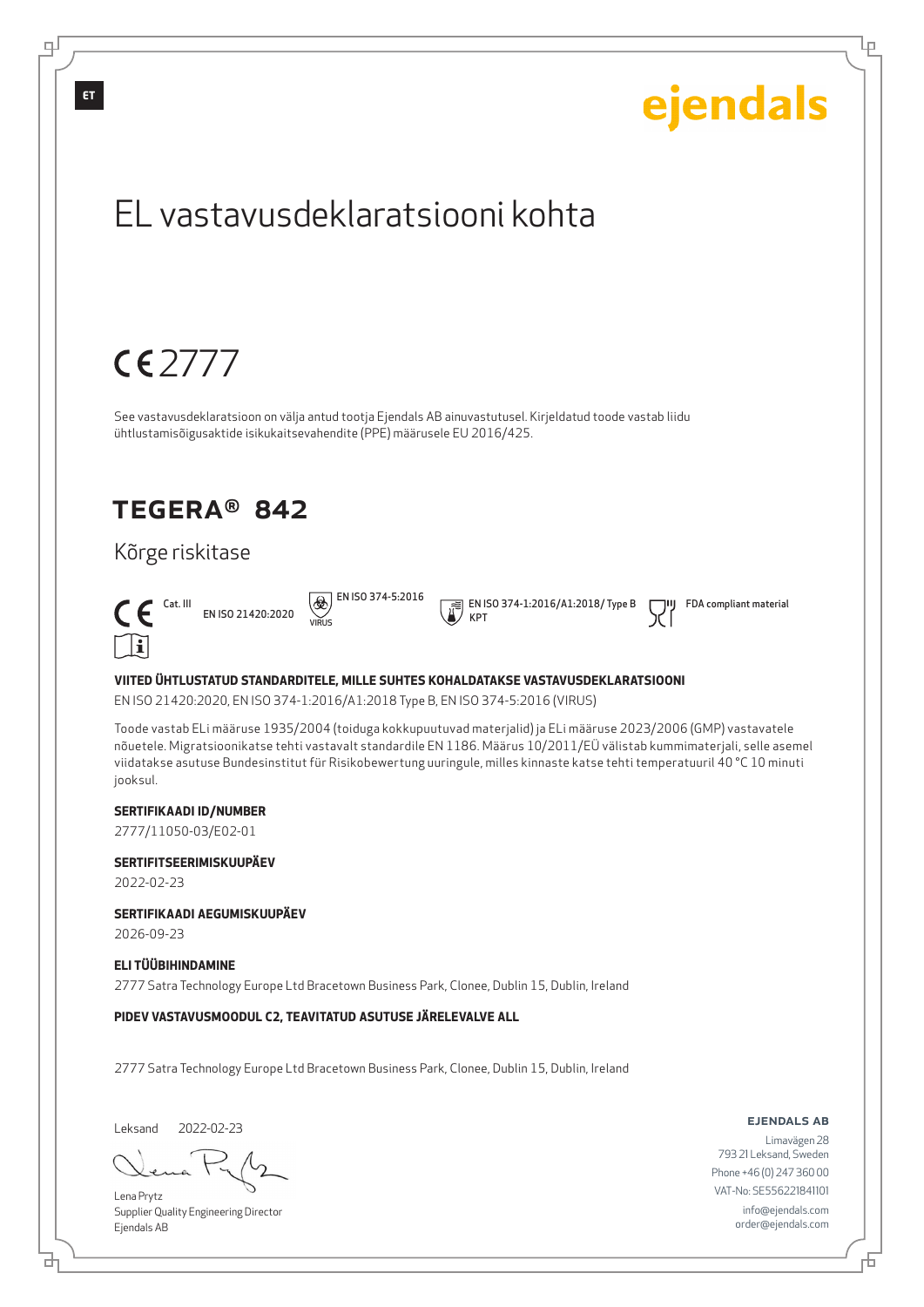ET

ejendals

# EL vastavusdeklaratsiooni kohta

CE 2777

See vastavusdeklaratsioon on välja antud tootja Ejendals AB ainuvastutusel. Kirjeldatud toode vastab liidu ühtlustamisõigusaktide isikukaitsevahendite (PPE) määrusele EU 2016/425.

## TEGERA® 842

### Kõrge riskitase

CE Cat. III EN ISO 21420:2020 EN ISO 374-5:2016 VIRUS EN ISO 374-1:2016/A1:2018/ Type B KPT FDA compliant material

**VIITED ÜHTLUSTATUD STANDARDITELE, MILLE SUHTES KOHALDATAKSE VASTAVUSDEKLARATSIOONI**

EN ISO 21420:2020, EN ISO 374-1:2016/A1:2018 Type B, EN ISO 374-5:2016 (VIRUS)

Toode vastab ELi määruse 1935/2004 (toiduga kokkupuutuvad materjalid) ja ELi määruse 2023/2006 (GMP) vastavatele nõuetele. Migratsioonikatse tehti vastavalt standardile EN 1186. Määrus 10/2011/EÜ välistab kummimaterjali, selle asemel viidatakse asutuse Bundesinstitut für Risikobewertung uuringule, milles kinnaste katse tehti temperatuuril 40 °C 10 minuti jooksul.

**SERTIFIKAADI ID/NUMBER**

2777/11050-03/E02-01

**SERTIFITSEERIMISKUUPÄEV**

2022-02-23

**SERTIFIKAADI AEGUMISKUUPÄEV**

2026-09-23

**ELI TÜÜBIHINDAMINE**

2777 Satra Technology Europe Ltd Bracetown Business Park, Clonee, Dublin 15, Dublin, Ireland

**PIDEV VASTAVUSMOODUL C2, TEAVITATUD ASUTUSE JÄRELEVALVE ALL**

2777 Satra Technology Europe Ltd Bracetown Business Park, Clonee, Dublin 15, Dublin, Ireland

Leksand 2022-02-23

Lena Prytz
Supplier Quality Engineering Director
Ejendals AB

**EJENDALS AB**
Limavägen 28
793 21 Leksand, Sweden
Phone +46 (0) 247 360 00
VAT-No: SE556221841101
info@ejendals.com
order@ejendals.com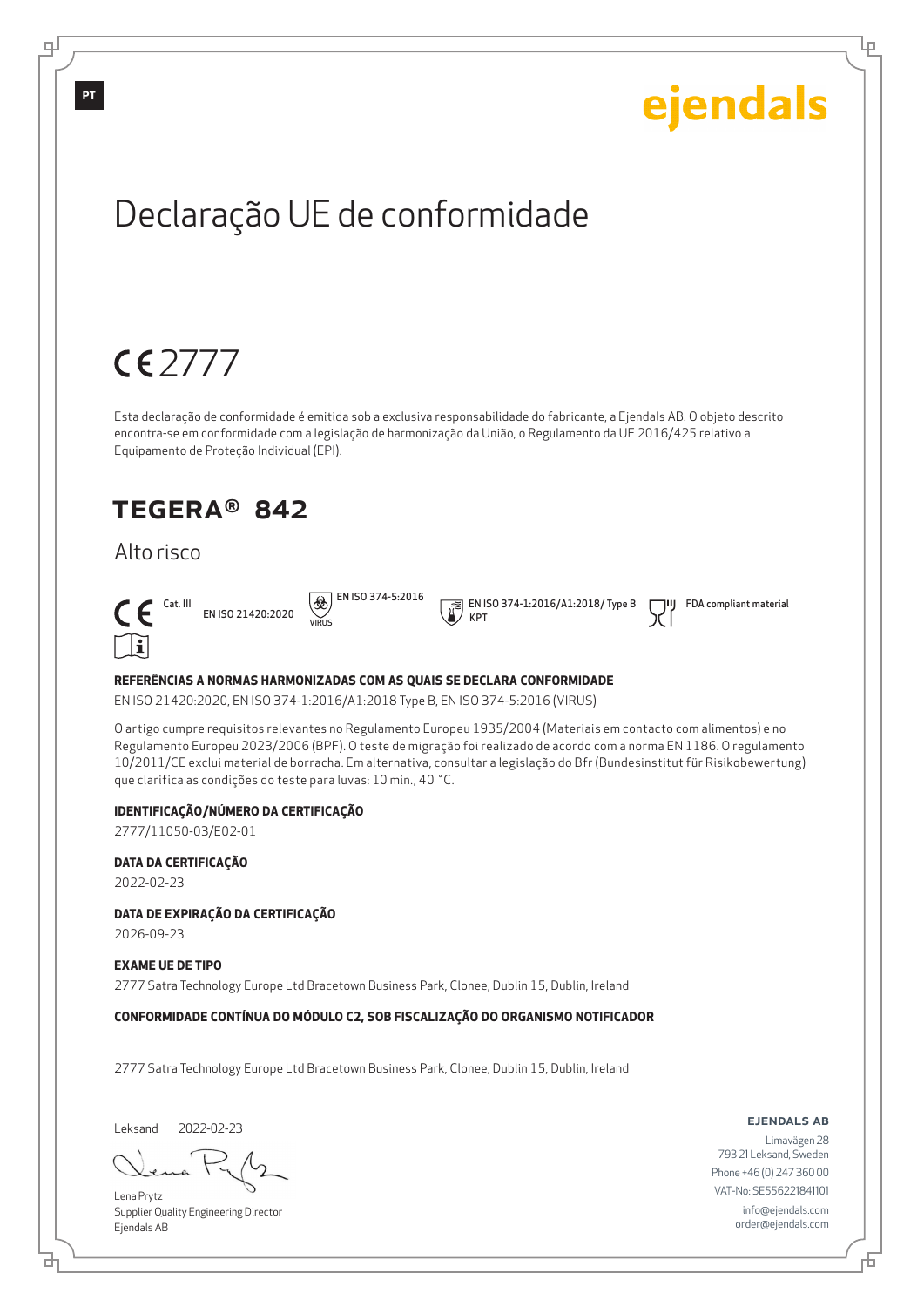PT

ejendals

# Declaração UE de conformidade

CE 2777

Esta declaração de conformidade é emitida sob a exclusiva responsabilidade do fabricante, a Ejendals AB. O objeto descrito encontra-se em conformidade com a legislação de harmonização da União, o Regulamento da UE 2016/425 relativo a Equipamento de Proteção Individual (EPI).

## TEGERA® 842

Alto risco

CE Cat. III    EN ISO 21420:2020    EN ISO 374-5:2016 VIRUS    EN ISO 374-1:2016/A1:2018/ Type B KPT    FDA compliant material

**REFERÊNCIAS A NORMAS HARMONIZADAS COM AS QUAIS SE DECLARA CONFORMIDADE**

EN ISO 21420:2020, EN ISO 374-1:2016/A1:2018 Type B, EN ISO 374-5:2016 (VIRUS)

O artigo cumpre requisitos relevantes no Regulamento Europeu 1935/2004 (Materiais em contacto com alimentos) e no Regulamento Europeu 2023/2006 (BPF). O teste de migração foi realizado de acordo com a norma EN 1186. O regulamento 10/2011/CE exclui material de borracha. Em alternativa, consultar a legislação do Bfr (Bundesinstitut für Risikobewertung) que clarifica as condições do teste para luvas: 10 min., 40 °C.

**IDENTIFICAÇÃO/NÚMERO DA CERTIFICAÇÃO**

2777/11050-03/E02-01

**DATA DA CERTIFICAÇÃO**

2022-02-23

**DATA DE EXPIRAÇÃO DA CERTIFICAÇÃO**

2026-09-23

**EXAME UE DE TIPO**

2777 Satra Technology Europe Ltd Bracetown Business Park, Clonee, Dublin 15, Dublin, Ireland

**CONFORMIDADE CONTÍNUA DO MÓDULO C2, SOB FISCALIZAÇÃO DO ORGANISMO NOTIFICADOR**

2777 Satra Technology Europe Ltd Bracetown Business Park, Clonee, Dublin 15, Dublin, Ireland

Leksand 2022-02-23

Lena Prytz
Supplier Quality Engineering Director
Ejendals AB

**EJENDALS AB**
Limavägen 28
793 21 Leksand, Sweden
Phone +46 (0) 247 360 00
VAT-No: SE556221841101
info@ejendals.com
order@ejendals.com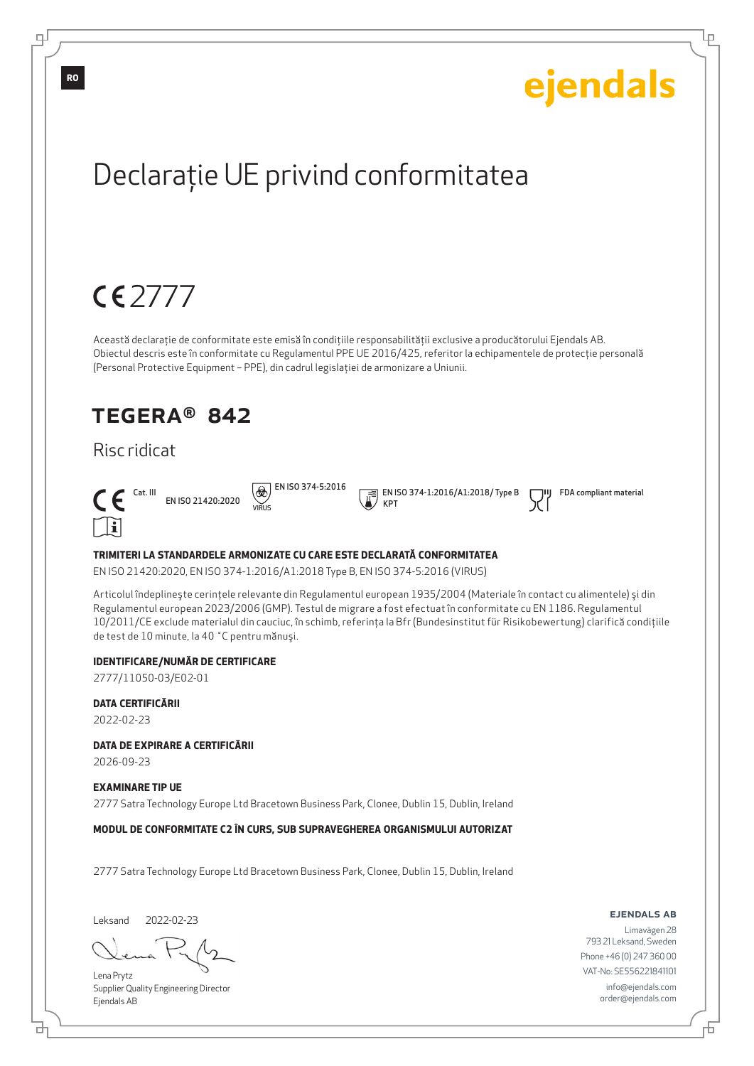RO

ejendals

# Declarație UE privind conformitatea

CE 2777

Această declarație de conformitate este emisă în condițiile responsabilității exclusive a producătorului Ejendals AB. Obiectul descris este în conformitate cu Regulamentul PPE UE 2016/425, referitor la echipamentele de protecție personală (Personal Protective Equipment – PPE), din cadrul legislației de armonizare a Uniunii.

## TEGERA® 842

### Risc ridicat

CE Cat. III | EN ISO 21420:2020 | EN ISO 374-5:2016 VIRUS | EN ISO 374-1:2016/A1:2018/ Type B KPT | FDA compliant material

**TRIMITERI LA STANDARDELE ARMONIZATE CU CARE ESTE DECLARATĂ CONFORMITATEA**

EN ISO 21420:2020, EN ISO 374-1:2016/A1:2018 Type B, EN ISO 374-5:2016 (VIRUS)

Articolul îndeplineşte cerinţele relevante din Regulamentul european 1935/2004 (Materiale în contact cu alimentele) şi din Regulamentul european 2023/2006 (GMP). Testul de migrare a fost efectuat în conformitate cu EN 1186. Regulamentul 10/2011/CE exclude materialul din cauciuc, în schimb, referinţa la Bfr (Bundesinstitut für Risikobewertung) clarifică condiţiile de test de 10 minute, la 40 °C pentru mănuşi.

**IDENTIFICARE/NUMĂR DE CERTIFICARE**

2777/11050-03/E02-01

**DATA CERTIFICĂRII**

2022-02-23

**DATA DE EXPIRARE A CERTIFICĂRII**

2026-09-23

**EXAMINARE TIP UE**

2777 Satra Technology Europe Ltd Bracetown Business Park, Clonee, Dublin 15, Dublin, Ireland

**MODUL DE CONFORMITATE C2 ÎN CURS, SUB SUPRAVEGHEREA ORGANISMULUI AUTORIZAT**

2777 Satra Technology Europe Ltd Bracetown Business Park, Clonee, Dublin 15, Dublin, Ireland

Leksand 2022-02-23

Lena Prytz
Supplier Quality Engineering Director
Ejendals AB

**EJENDALS AB**
Limavägen 28
793 21 Leksand, Sweden
Phone +46 (0) 247 360 00
VAT-No: SE556221841101
info@ejendals.com
order@ejendals.com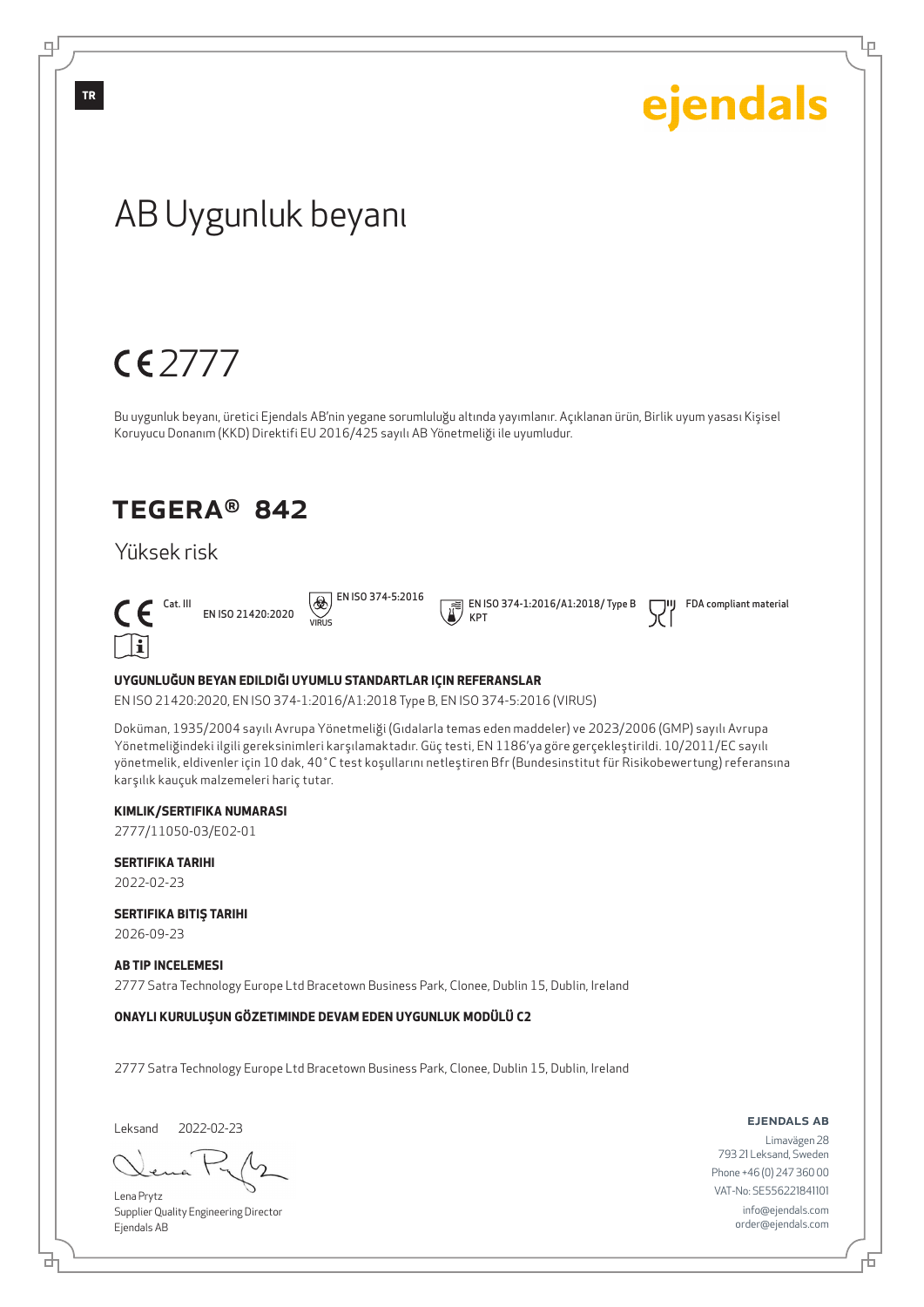TR

ejendals

# AB Uygunluk beyanı

CE 2777

Bu uygunluk beyanı, üretici Ejendals AB'nin yegane sorumluluğu altında yayımlanır. Açıklanan ürün, Birlik uyum yasası Kişisel Koruyucu Donanım (KKD) Direktifi EU 2016/425 sayılı AB Yönetmeliği ile uyumludur.

## TEGERA® 842

Yüksek risk

CE Cat. III EN ISO 21420:2020 EN ISO 374-5:2016 VIRUS EN ISO 374-1:2016/A1:2018/ Type B KPT FDA compliant material

**UYGUNLUĞUN BEYAN EDILDIĞI UYUMLU STANDARTLAR IÇIN REFERANSLAR**

EN ISO 21420:2020, EN ISO 374-1:2016/A1:2018 Type B, EN ISO 374-5:2016 (VIRUS)

Doküman, 1935/2004 sayılı Avrupa Yönetmeliği (Gıdalarla temas eden maddeler) ve 2023/2006 (GMP) sayılı Avrupa Yönetmeliğindeki ilgili gereksinimleri karşılamaktadır. Güç testi, EN 1186'ya göre gerçekleştirildi. 10/2011/EC sayılı yönetmelik, eldivenler için 10 dak, 40°C test koşullarını netleştiren Bfr (Bundesinstitut für Risikobewertung) referansına karşılık kauçuk malzemeleri hariç tutar.

**KIMLIK/SERTIFIKA NUMARASI**

2777/11050-03/E02-01

**SERTIFIKA TARIHI**

2022-02-23

**SERTIFIKA BITIŞ TARIHI**

2026-09-23

**AB TIP INCELEMESI**

2777 Satra Technology Europe Ltd Bracetown Business Park, Clonee, Dublin 15, Dublin, Ireland

**ONAYLI KURULUŞUN GÖZETIMINDE DEVAM EDEN UYGUNLUK MODÜLÜ C2**

2777 Satra Technology Europe Ltd Bracetown Business Park, Clonee, Dublin 15, Dublin, Ireland

Leksand 2022-02-23

Lena Prytz
Supplier Quality Engineering Director
Ejendals AB

**EJENDALS AB**
Limavägen 28
793 21 Leksand, Sweden
Phone +46 (0) 247 360 00
VAT-No: SE556221841101
info@ejendals.com
order@ejendals.com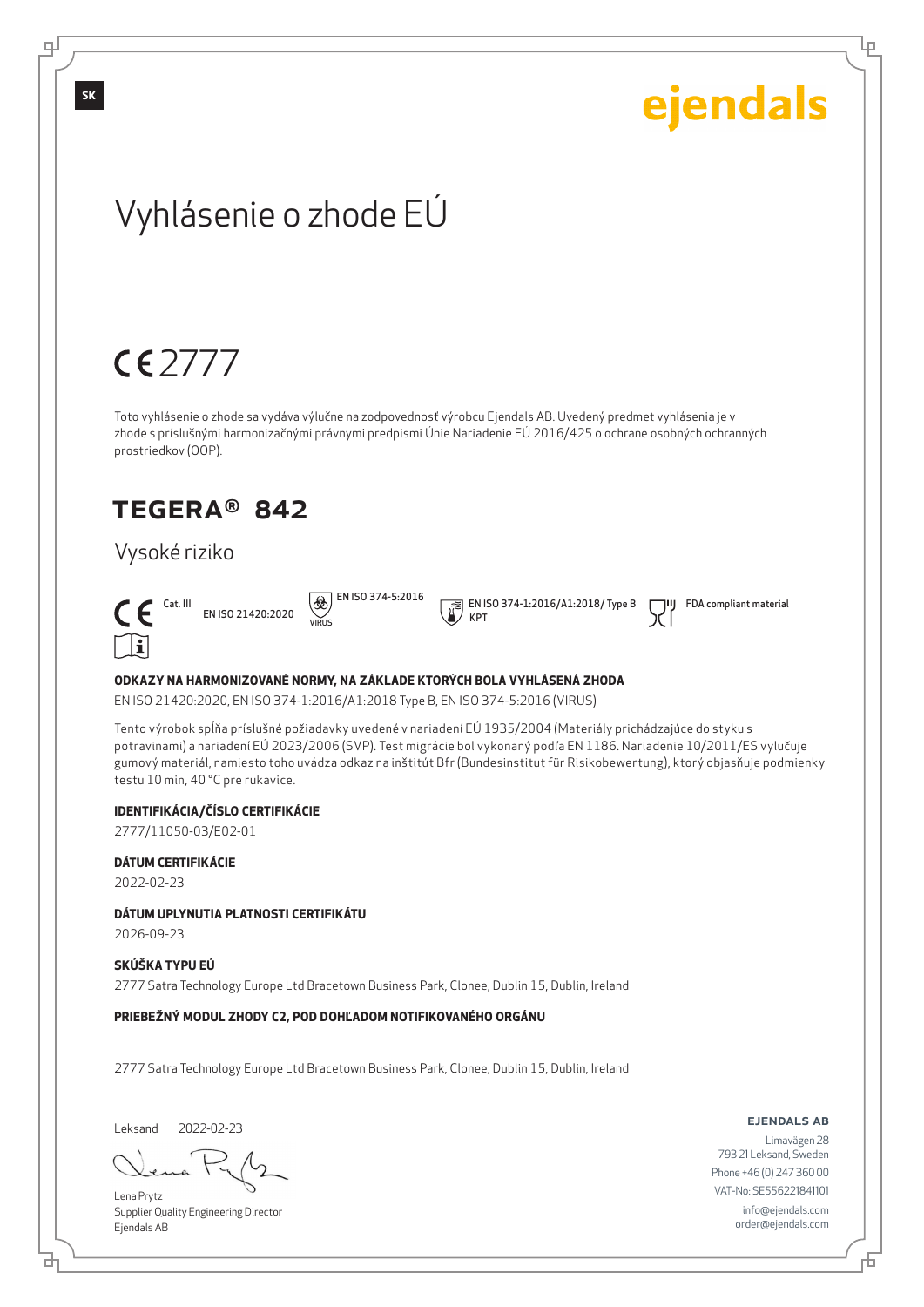SK

ejendals

# Vyhlásenie o zhode EÚ

CE 2777

Toto vyhlásenie o zhode sa vydáva výlučne na zodpovednosť výrobcu Ejendals AB. Uvedený predmet vyhlásenia je v zhode s príslušnými harmonizačnými právnymi predpismi Únie Nariadenie EÚ 2016/425 o ochrane osobných ochranných prostriedkov (OOP).

## TEGERA® 842

Vysoké riziko

CE Cat. III EN ISO 21420:2020 EN ISO 374-5:2016 VIRUS EN ISO 374-1:2016/A1:2018/ Type B KPT FDA compliant material

**ODKAZY NA HARMONIZOVANÉ NORMY, NA ZÁKLADE KTORÝCH BOLA VYHLÁSENÁ ZHODA**

EN ISO 21420:2020, EN ISO 374-1:2016/A1:2018 Type B, EN ISO 374-5:2016 (VIRUS)

Tento výrobok spĺňa príslušné požiadavky uvedené v nariadení EÚ 1935/2004 (Materiály prichádzajúce do styku s potravinami) a nariadení EÚ 2023/2006 (SVP). Test migrácie bol vykonaný podľa EN 1186. Nariadenie 10/2011/ES vylučuje gumový materiál, namiesto toho uvádza odkaz na inštitút Bfr (Bundesinstitut für Risikobewertung), ktorý objasňuje podmienky testu 10 min, 40 °C pre rukavice.

**IDENTIFIKÁCIA/ČÍSLO CERTIFIKÁCIE**

2777/11050-03/E02-01

**DÁTUM CERTIFIKÁCIE**

2022-02-23

**DÁTUM UPLYNUTIA PLATNOSTI CERTIFIKÁTU**

2026-09-23

**SKÚŠKA TYPU EÚ**

2777 Satra Technology Europe Ltd Bracetown Business Park, Clonee, Dublin 15, Dublin, Ireland

**PRIEBEŽNÝ MODUL ZHODY C2, POD DOHĽADOM NOTIFIKOVANÉHO ORGÁNU**

2777 Satra Technology Europe Ltd Bracetown Business Park, Clonee, Dublin 15, Dublin, Ireland

Leksand 2022-02-23

Lena Prytz
Supplier Quality Engineering Director
Ejendals AB

**EJENDALS AB**
Limavägen 28
793 21 Leksand, Sweden
Phone +46 (0) 247 360 00
VAT-No: SE556221841101
info@ejendals.com
order@ejendals.com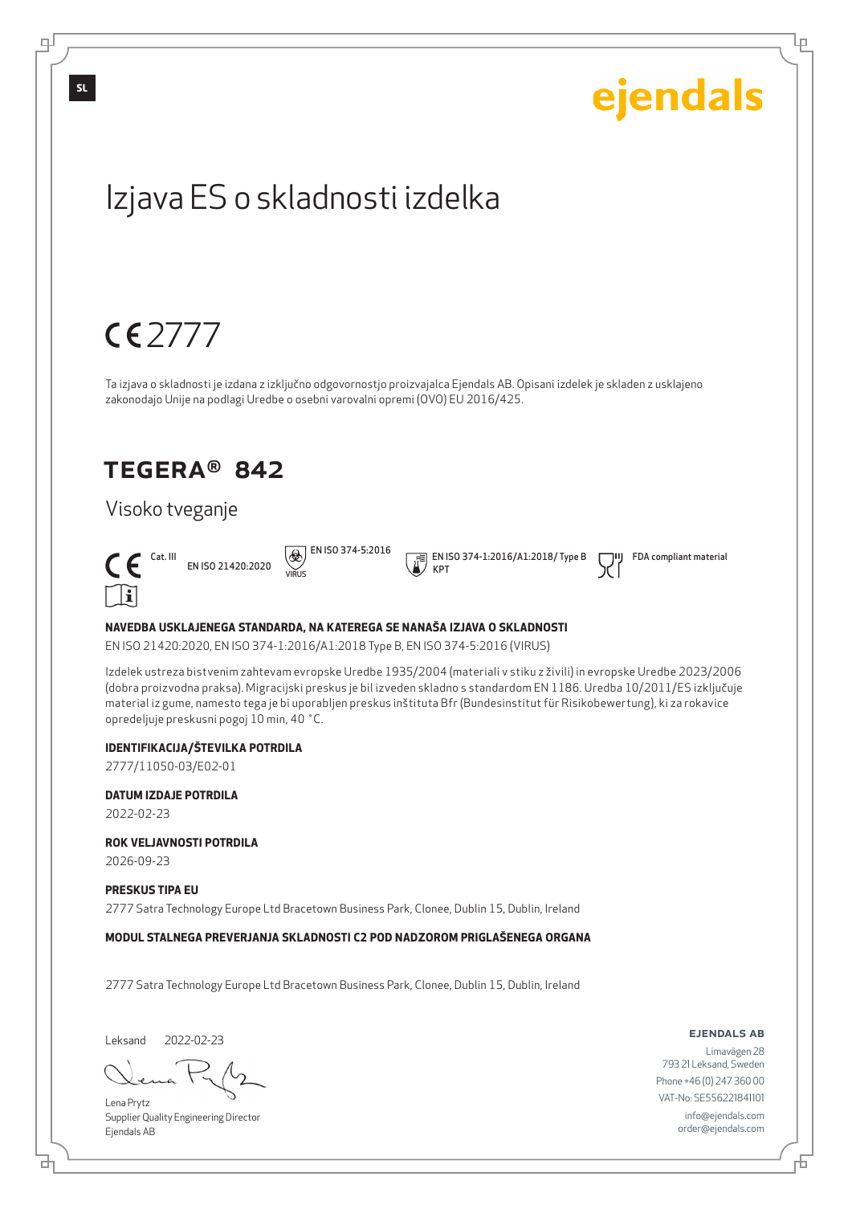SL

ejendals

# Izjava ES o skladnosti izdelka

CE 2777

Ta izjava o skladnosti je izdana z izključno odgovornostjo proizvajalca Ejendals AB. Opisani izdelek je skladen z usklajeno zakonodajo Unije na podlagi Uredbe o osebni varovalni opremi (OVO) EU 2016/425.

## TEGERA® 842

Visoko tveganje

CE Cat. III EN ISO 21420:2020 | EN ISO 374-5:2016 VIRUS | EN ISO 374-1:2016/A1:2018/ Type B KPT | FDA compliant material

**NAVEDBA USKLAJENEGA STANDARDA, NA KATEREGA SE NANAŠA IZJAVA O SKLADNOSTI**

EN ISO 21420:2020, EN ISO 374-1:2016/A1:2018 Type B, EN ISO 374-5:2016 (VIRUS)

Izdelek ustreza bistvenim zahtevam evropske Uredbe 1935/2004 (materiali v stiku z živili) in evropske Uredbe 2023/2006 (dobra proizvodna praksa). Migracijski preskus je bil izveden skladno s standardom EN 1186. Uredba 10/2011/ES izključuje material iz gume, namesto tega je bi uporabljen preskus inštituta Bfr (Bundesinstitut für Risikobewertung), ki za rokavice opredeljuje preskusni pogoj 10 min, 40 °C.

**IDENTIFIKACIJA/ŠTEVILKA POTRDILA**

2777/11050-03/E02-01

**DATUM IZDAJE POTRDILA**

2022-02-23

**ROK VELJAVNOSTI POTRDILA**

2026-09-23

**PRESKUS TIPA EU**

2777 Satra Technology Europe Ltd Bracetown Business Park, Clonee, Dublin 15, Dublin, Ireland

**MODUL STALNEGA PREVERJANJA SKLADNOSTI C2 POD NADZOROM PRIGLAŠENEGA ORGANA**

2777 Satra Technology Europe Ltd Bracetown Business Park, Clonee, Dublin 15, Dublin, Ireland

Leksand 2022-02-23

Lena Prytz
Supplier Quality Engineering Director
Ejendals AB

**EJENDALS AB**
Limavägen 28
793 21 Leksand, Sweden
Phone +46 (0) 247 360 00
VAT-No: SE556221841101
info@ejendals.com
order@ejendals.com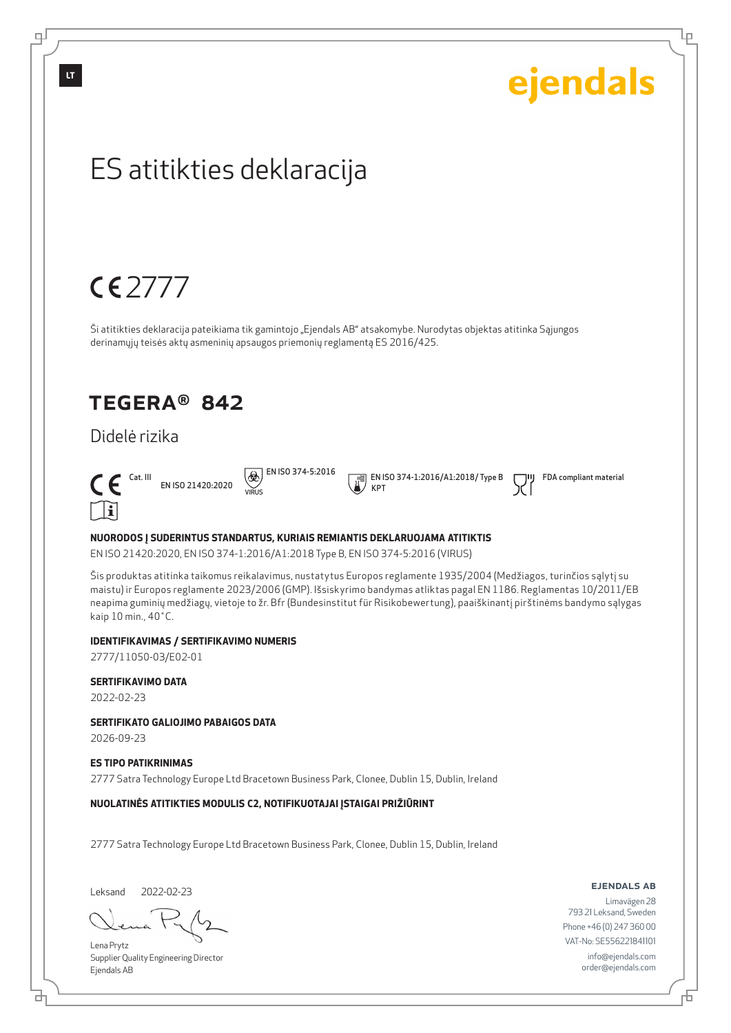LT

ejendals

# ES atitikties deklaracija

CE 2777

Ši atitikties deklaracija pateikiama tik gamintojo „Ejendals AB" atsakomybe. Nurodytas objektas atitinka Sąjungos derinamųjų teisės aktų asmeninių apsaugos priemonių reglamentą ES 2016/425.

## TEGERA® 842

Didelė rizika

CE Cat. III EN ISO 21420:2020 EN ISO 374-5:2016 VIRUS EN ISO 374-1:2016/A1:2018/ Type B KPT FDA compliant material

**NUORODOS Į SUDERINTUS STANDARTUS, KURIAIS REMIANTIS DEKLARUOJAMA ATITIKTIS**

EN ISO 21420:2020, EN ISO 374-1:2016/A1:2018 Type B, EN ISO 374-5:2016 (VIRUS)

Šis produktas atitinka taikomus reikalavimus, nustatytus Europos reglamente 1935/2004 (Medžiagos, turinčios sąlytį su maistu) ir Europos reglamente 2023/2006 (GMP). Išsiskyrimo bandymas atliktas pagal EN 1186. Reglamentas 10/2011/EB neapima guminių medžiagų, vietoje to žr. Bfr (Bundesinstitut für Risikobewertung), paaiškinantį pirštinėms bandymo sąlygas kaip 10 min., 40°C.

**IDENTIFIKAVIMAS / SERTIFIKAVIMO NUMERIS**

2777/11050-03/E02-01

**SERTIFIKAVIMO DATA**

2022-02-23

**SERTIFIKATO GALIOJIMO PABAIGOS DATA**

2026-09-23

**ES TIPO PATIKRINIMAS**

2777 Satra Technology Europe Ltd Bracetown Business Park, Clonee, Dublin 15, Dublin, Ireland

**NUOLATINĖS ATITIKTIES MODULIS C2, NOTIFIKUOTAJAI ĮSTAIGAI PRIŽIŪRINT**

2777 Satra Technology Europe Ltd Bracetown Business Park, Clonee, Dublin 15, Dublin, Ireland

Leksand 2022-02-23

Lena Prytz
Supplier Quality Engineering Director
Ejendals AB

**EJENDALS AB**
Limavägen 28
793 21 Leksand, Sweden
Phone +46 (0) 247 360 00
VAT-No: SE556221841101
info@ejendals.com
order@ejendals.com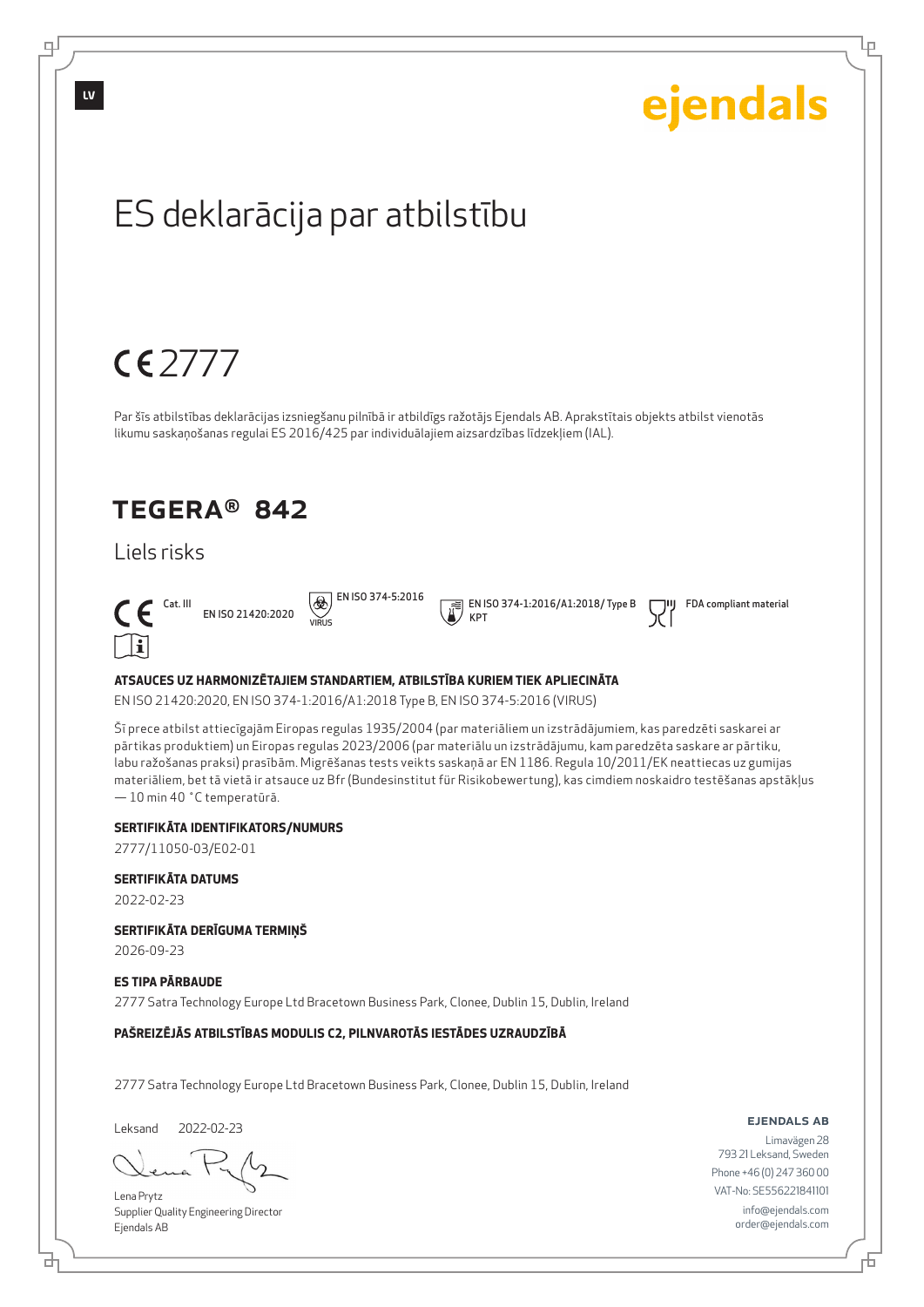LV

ejendals

# ES deklarācija par atbilstību

CE 2777

Par šīs atbilstības deklarācijas izsniegšanu pilnībā ir atbildīgs ražotājs Ejendals AB. Aprakstītais objekts atbilst vienotās likumu saskaņošanas regulai ES 2016/425 par individuālajiem aizsardzības līdzekļiem (IAL).

## TEGERA® 842

Liels risks

CE Cat. III | EN ISO 21420:2020 | EN ISO 374-5:2016 VIRUS | EN ISO 374-1:2016/A1:2018/ Type B KPT | FDA compliant material

**ATSAUCES UZ HARMONIZĒTAJIEM STANDARTIEM, ATBILSTĪBA KURIEM TIEK APLIECINĀTA**

EN ISO 21420:2020, EN ISO 374-1:2016/A1:2018 Type B, EN ISO 374-5:2016 (VIRUS)

Šī prece atbilst attiecīgajām Eiropas regulas 1935/2004 (par materiāliem un izstrādājumiem, kas paredzēti saskarei ar pārtikas produktiem) un Eiropas regulas 2023/2006 (par materiālu un izstrādājumu, kam paredzēta saskare ar pārtiku, labu ražošanas praksi) prasībām. Migrēšanas tests veikts saskaņā ar EN 1186. Regula 10/2011/EK neattiecas uz gumijas materiāliem, bet tā vietā ir atsauce uz Bfr (Bundesinstitut für Risikobewertung), kas cimdiem noskaidro testēšanas apstākļus — 10 min 40 °C temperatūrā.

**SERTIFIKĀTA IDENTIFIKATORS/NUMURS**

2777/11050-03/E02-01

**SERTIFIKĀTA DATUMS**

2022-02-23

**SERTIFIKĀTA DERĪGUMA TERMIŅŠ**

2026-09-23

**ES TIPA PĀRBAUDE**

2777 Satra Technology Europe Ltd Bracetown Business Park, Clonee, Dublin 15, Dublin, Ireland

**PAŠREIZĒJĀS ATBILSTĪBAS MODULIS C2, PILNVAROTĀS IESTĀDES UZRAUDZĪBĀ**

2777 Satra Technology Europe Ltd Bracetown Business Park, Clonee, Dublin 15, Dublin, Ireland

Leksand 2022-02-23

Lena Prytz
Supplier Quality Engineering Director
Ejendals AB

**EJENDALS AB**
Limavägen 28
793 21 Leksand, Sweden
Phone +46 (0) 247 360 00
VAT-No: SE556221841101
info@ejendals.com
order@ejendals.com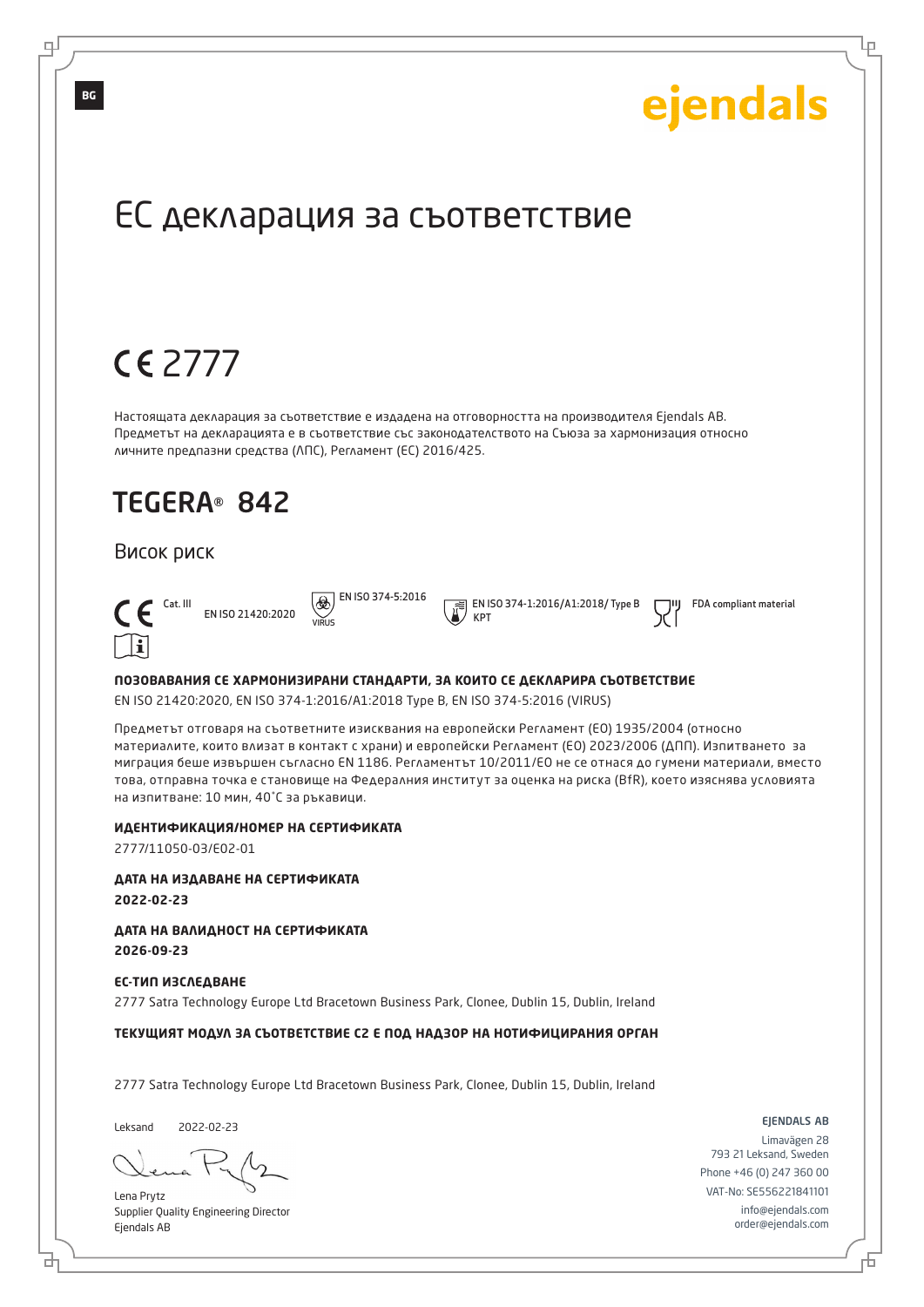BG

ejendals

# ЕС декларация за съответствие

CE 2777

Настоящата декларация за съответствие е издадена на отговорността на производителя Ejendals AB. Предметът на декларацията е в съответствие със законодателството на Съюза за хармонизация относно личните предпазни средства (ЛПС), Регламент (ЕС) 2016/425.

## TEGERA® 842

Висок риск

CE Cat. III — EN ISO 21420:2020 — EN ISO 374-5:2016 VIRUS — EN ISO 374-1:2016/A1:2018/ Type B KPT — FDA compliant material

**ПОЗОВАВАНИЯ СЕ ХАРМОНИЗИРАНИ СТАНДАРТИ, ЗА КОИТО СЕ ДЕКЛАРИРА СЪОТВЕТСТВИЕ**

EN ISO 21420:2020, EN ISO 374-1:2016/A1:2018 Type B, EN ISO 374-5:2016 (VIRUS)

Предметът отговаря на съответните изисквания на европейски Регламент (ЕО) 1935/2004 (относно материалите, които влизат в контакт с храни) и европейски Регламент (ЕО) 2023/2006 (ДПП). Изпитването за миграция беше извършен съгласно EN 1186. Регламентът 10/2011/ЕО не се отнася до гумени материали, вместо това, отправна точка е становище на Федералния институт за оценка на риска (BfR), което изяснява условията на изпитване: 10 мин, 40°C за ръкавици.

**ИДЕНТИФИКАЦИЯ/НОМЕР НА СЕРТИФИКАТА**

2777/11050-03/E02-01

**ДАТА НА ИЗДАВАНЕ НА СЕРТИФИКАТА**

**2022-02-23**

**ДАТА НА ВАЛИДНОСТ НА СЕРТИФИКАТА**

**2026-09-23**

**ЕС-ТИП ИЗСЛЕДВАНЕ**

2777 Satra Technology Europe Ltd Bracetown Business Park, Clonee, Dublin 15, Dublin, Ireland

**ТЕКУЩИЯТ МОДУЛ ЗА СЪОТВЕТСТВИЕ C2 Е ПОД НАДЗОР НА НОТИФИЦИРАНИЯ ОРГАН**

2777 Satra Technology Europe Ltd Bracetown Business Park, Clonee, Dublin 15, Dublin, Ireland

Leksand 2022-02-23

Lena Prytz
Supplier Quality Engineering Director
Ejendals AB

EJENDALS AB
Limavägen 28
793 21 Leksand, Sweden
Phone +46 (0) 247 360 00
VAT-No: SE556221841101
info@ejendals.com
order@ejendals.com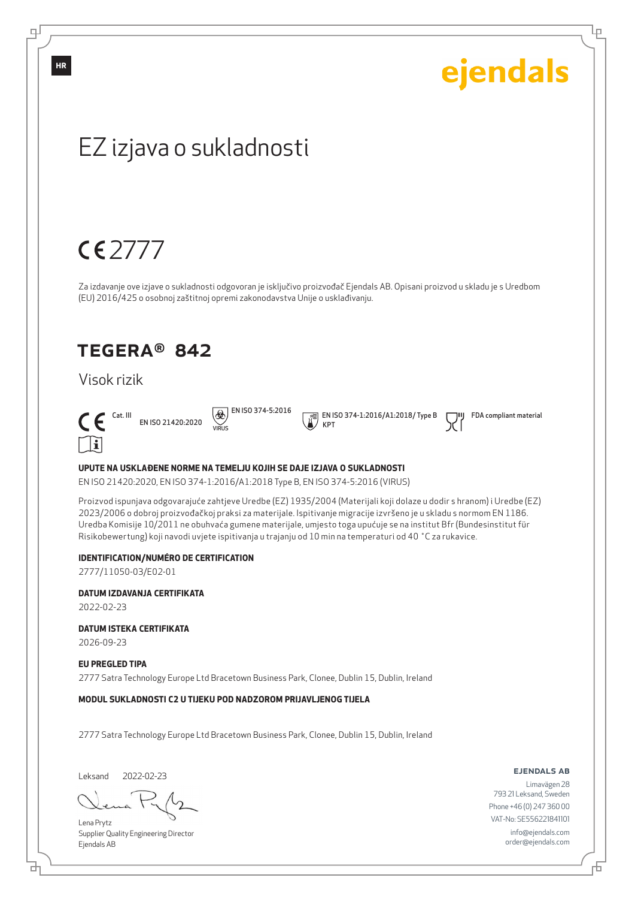HR

ejendals

# EZ izjava o sukladnosti

CE 2777

Za izdavanje ove izjave o sukladnosti odgovoran je isključivo proizvođač Ejendals AB. Opisani proizvod u skladu je s Uredbom (EU) 2016/425 o osobnoj zaštitnoj opremi zakonodavstva Unije o usklađivanju.

## TEGERA® 842

Visok rizik

CE Cat. III EN ISO 21420:2020 EN ISO 374-5:2016 VIRUS EN ISO 374-1:2016/A1:2018/ Type B KPT FDA compliant material

**UPUTE NA USKLAĐENE NORME NA TEMELJU KOJIH SE DAJE IZJAVA O SUKLADNOSTI**

EN ISO 21420:2020, EN ISO 374-1:2016/A1:2018 Type B, EN ISO 374-5:2016 (VIRUS)

Proizvod ispunjava odgovarajuće zahtjeve Uredbe (EZ) 1935/2004 (Materijali koji dolaze u dodir s hranom) i Uredbe (EZ) 2023/2006 o dobroj proizvođačkoj praksi za materijale. Ispitivanje migracije izvršeno je u skladu s normom EN 1186. Uredba Komisije 10/2011 ne obuhvaća gumene materijale, umjesto toga upućuje se na institut Bfr (Bundesinstitut für Risikobewertung) koji navodi uvjete ispitivanja u trajanju od 10 min na temperaturi od 40 °C za rukavice.

**IDENTIFICATION/NUMÉRO DE CERTIFICATION**

2777/11050-03/E02-01

**DATUM IZDAVANJA CERTIFIKATA**

2022-02-23

**DATUM ISTEKA CERTIFIKATA**

2026-09-23

**EU PREGLED TIPA**

2777 Satra Technology Europe Ltd Bracetown Business Park, Clonee, Dublin 15, Dublin, Ireland

**MODUL SUKLADNOSTI C2 U TIJEKU POD NADZOROM PRIJAVLJENOG TIJELA**

2777 Satra Technology Europe Ltd Bracetown Business Park, Clonee, Dublin 15, Dublin, Ireland

Leksand 2022-02-23

Lena Prytz
Supplier Quality Engineering Director
Ejendals AB

**EJENDALS AB**
Limavägen 28
793 21 Leksand, Sweden
Phone +46 (0) 247 360 00
VAT-No: SE556221841101
info@ejendals.com
order@ejendals.com